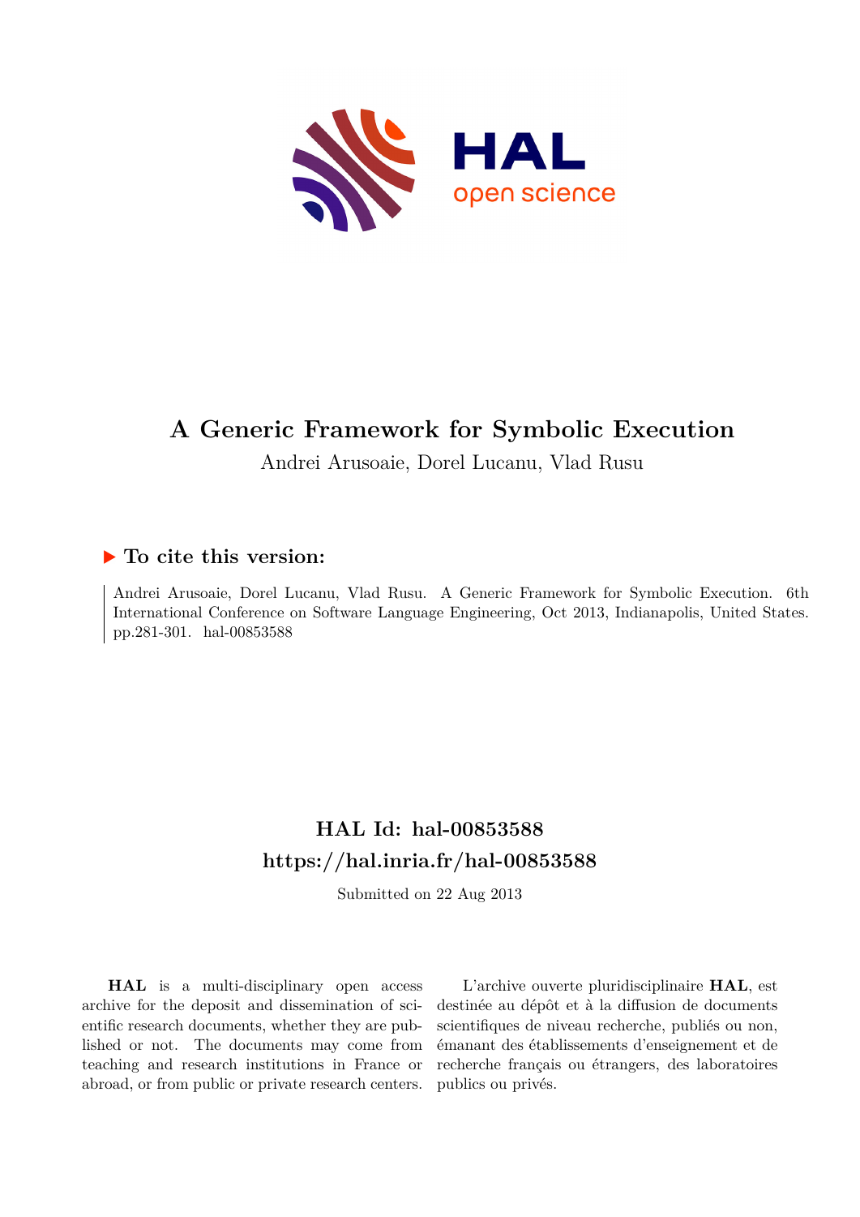# A Generic Framework for Symbolic Execution

Andrei Arusoaie, Dorel Lucanu, Vlad Rusu

## ▶ To cite this version:

Andrei Arusoaie, Dorel Lucanu, Vlad Rusu. A Generic Framework for Symbolic Execution. 6th International Conference on Software Language Engineering, Oct 2013, Indianapolis, United States. pp.281-301. hal-00853588

## HAL Id: hal-00853588

## https://hal.inria.fr/hal-00853588

Submitted on 22 Aug 2013

**HAL** is a multi-disciplinary open access archive for the deposit and dissemination of scientific research documents, whether they are published or not. The documents may come from teaching and research institutions in France or abroad, or from public or private research centers.

L'archive ouverte pluridisciplinaire **HAL**, est destinée au dépôt et à la diffusion de documents scientifiques de niveau recherche, publiés ou non, émanant des établissements d'enseignement et de recherche français ou étrangers, des laboratoires publics ou privés.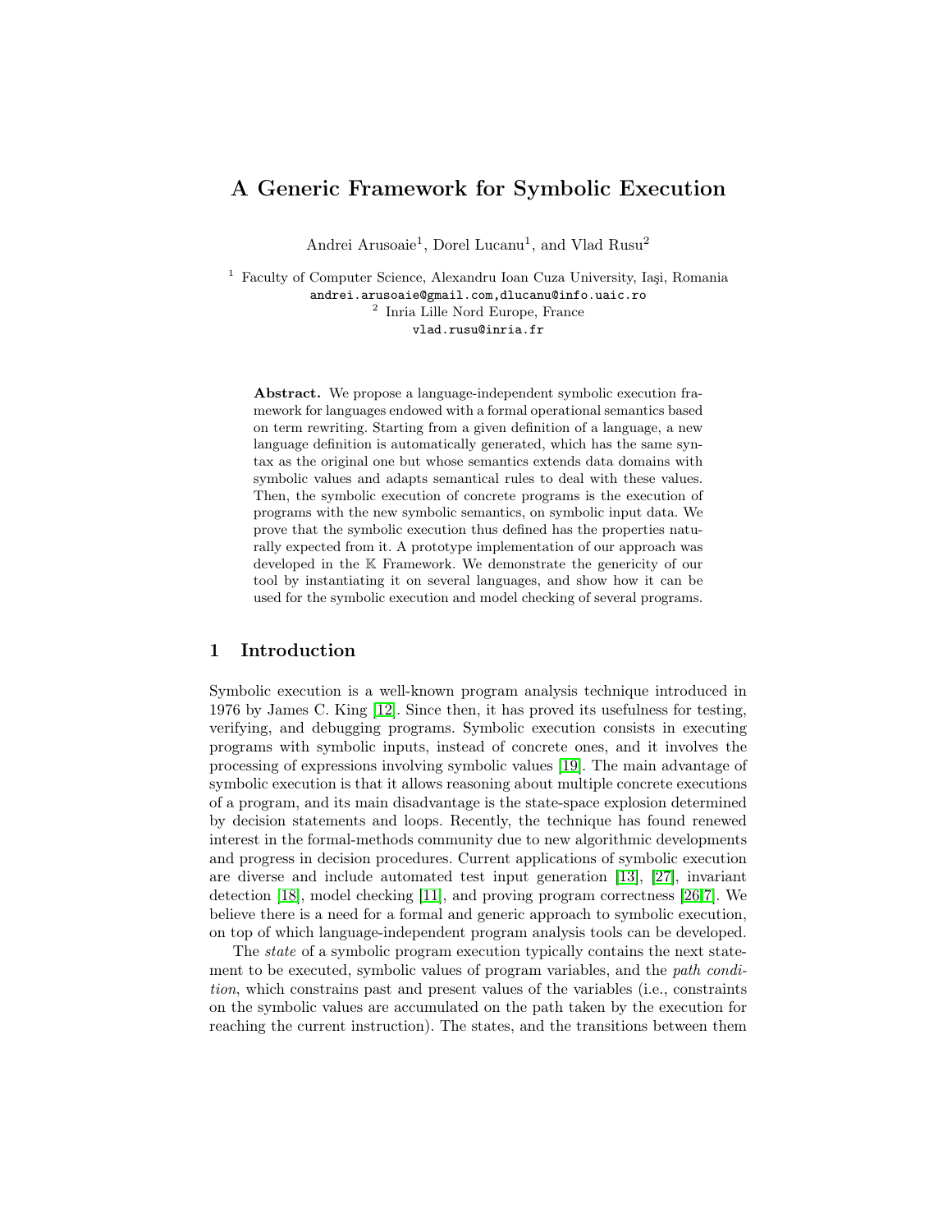# A Generic Framework for Symbolic Execution

Andrei Arusoaie[1], Dorel Lucanu[1], and Vlad Rusu[2]

[1] Faculty of Computer Science, Alexandru Ioan Cuza University, Iaşi, Romania
andrei.arusoaie@gmail.com,dlucanu@info.uaic.ro
[2] Inria Lille Nord Europe, France
vlad.rusu@inria.fr

**Abstract.** We propose a language-independent symbolic execution framework for languages endowed with a formal operational semantics based on term rewriting. Starting from a given definition of a language, a new language definition is automatically generated, which has the same syntax as the original one but whose semantics extends data domains with symbolic values and adapts semantical rules to deal with these values. Then, the symbolic execution of concrete programs is the execution of programs with the new symbolic semantics, on symbolic input data. We prove that the symbolic execution thus defined has the properties naturally expected from it. A prototype implementation of our approach was developed in the $\mathbb{K}$ Framework. We demonstrate the genericity of our tool by instantiating it on several languages, and show how it can be used for the symbolic execution and model checking of several programs.

## 1 Introduction

Symbolic execution is a well-known program analysis technique introduced in 1976 by James C. King [12]. Since then, it has proved its usefulness for testing, verifying, and debugging programs. Symbolic execution consists in executing programs with symbolic inputs, instead of concrete ones, and it involves the processing of expressions involving symbolic values [19]. The main advantage of symbolic execution is that it allows reasoning about multiple concrete executions of a program, and its main disadvantage is the state-space explosion determined by decision statements and loops. Recently, the technique has found renewed interest in the formal-methods community due to new algorithmic developments and progress in decision procedures. Current applications of symbolic execution are diverse and include automated test input generation [13], [27], invariant detection [18], model checking [11], and proving program correctness [26,7]. We believe there is a need for a formal and generic approach to symbolic execution, on top of which language-independent program analysis tools can be developed.

The *state* of a symbolic program execution typically contains the next statement to be executed, symbolic values of program variables, and the *path condition*, which constrains past and present values of the variables (i.e., constraints on the symbolic values are accumulated on the path taken by the execution for reaching the current instruction). The states, and the transitions between them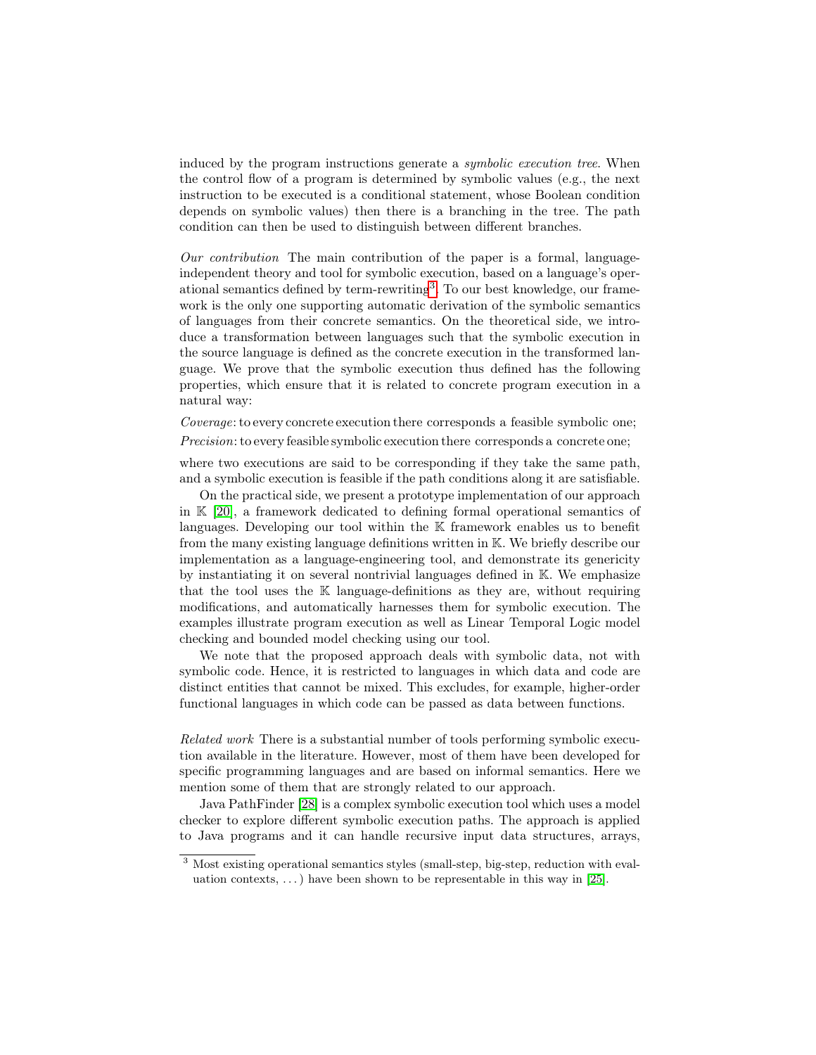induced by the program instructions generate a *symbolic execution tree*. When the control flow of a program is determined by symbolic values (e.g., the next instruction to be executed is a conditional statement, whose Boolean condition depends on symbolic values) then there is a branching in the tree. The path condition can then be used to distinguish between different branches.

*Our contribution* The main contribution of the paper is a formal, language-independent theory and tool for symbolic execution, based on a language's operational semantics defined by term-rewriting[3]. To our best knowledge, our framework is the only one supporting automatic derivation of the symbolic semantics of languages from their concrete semantics. On the theoretical side, we introduce a transformation between languages such that the symbolic execution in the source language is defined as the concrete execution in the transformed language. We prove that the symbolic execution thus defined has the following properties, which ensure that it is related to concrete program execution in a natural way:

*Coverage*: to every concrete execution there corresponds a feasible symbolic one;
*Precision*: to every feasible symbolic execution there corresponds a concrete one;

where two executions are said to be corresponding if they take the same path, and a symbolic execution is feasible if the path conditions along it are satisfiable.

On the practical side, we present a prototype implementation of our approach in $\mathbb{K}$ [20], a framework dedicated to defining formal operational semantics of languages. Developing our tool within the $\mathbb{K}$ framework enables us to benefit from the many existing language definitions written in $\mathbb{K}$. We briefly describe our implementation as a language-engineering tool, and demonstrate its genericity by instantiating it on several nontrivial languages defined in $\mathbb{K}$. We emphasize that the tool uses the $\mathbb{K}$ language-definitions as they are, without requiring modifications, and automatically harnesses them for symbolic execution. The examples illustrate program execution as well as Linear Temporal Logic model checking and bounded model checking using our tool.

We note that the proposed approach deals with symbolic data, not with symbolic code. Hence, it is restricted to languages in which data and code are distinct entities that cannot be mixed. This excludes, for example, higher-order functional languages in which code can be passed as data between functions.

*Related work* There is a substantial number of tools performing symbolic execution available in the literature. However, most of them have been developed for specific programming languages and are based on informal semantics. Here we mention some of them that are strongly related to our approach.

Java PathFinder [28] is a complex symbolic execution tool which uses a model checker to explore different symbolic execution paths. The approach is applied to Java programs and it can handle recursive input data structures, arrays,

[3] Most existing operational semantics styles (small-step, big-step, reduction with evaluation contexts, ...) have been shown to be representable in this way in [25].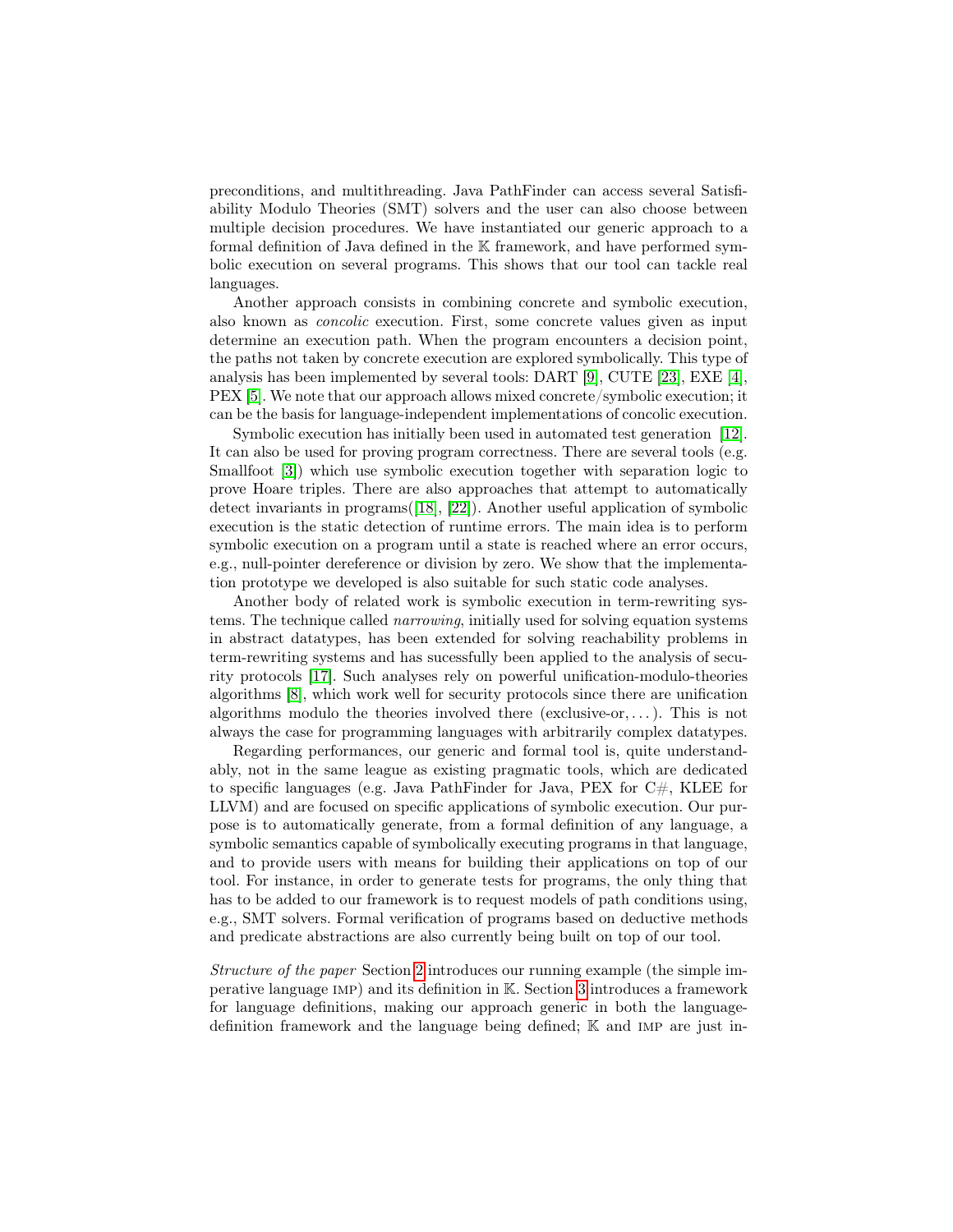preconditions, and multithreading. Java PathFinder can access several Satisfiability Modulo Theories (SMT) solvers and the user can also choose between multiple decision procedures. We have instantiated our generic approach to a formal definition of Java defined in the $\mathbb{K}$ framework, and have performed symbolic execution on several programs. This shows that our tool can tackle real languages.

Another approach consists in combining concrete and symbolic execution, also known as *concolic* execution. First, some concrete values given as input determine an execution path. When the program encounters a decision point, the paths not taken by concrete execution are explored symbolically. This type of analysis has been implemented by several tools: DART [9], CUTE [23], EXE [4], PEX [5]. We note that our approach allows mixed concrete/symbolic execution; it can be the basis for language-independent implementations of concolic execution.

Symbolic execution has initially been used in automated test generation [12]. It can also be used for proving program correctness. There are several tools (e.g. Smallfoot [3]) which use symbolic execution together with separation logic to prove Hoare triples. There are also approaches that attempt to automatically detect invariants in programs([18], [22]). Another useful application of symbolic execution is the static detection of runtime errors. The main idea is to perform symbolic execution on a program until a state is reached where an error occurs, e.g., null-pointer dereference or division by zero. We show that the implementation prototype we developed is also suitable for such static code analyses.

Another body of related work is symbolic execution in term-rewriting systems. The technique called *narrowing*, initially used for solving equation systems in abstract datatypes, has been extended for solving reachability problems in term-rewriting systems and has sucessfully been applied to the analysis of security protocols [17]. Such analyses rely on powerful unification-modulo-theories algorithms [8], which work well for security protocols since there are unification algorithms modulo the theories involved there (exclusive-or, ...). This is not always the case for programming languages with arbitrarily complex datatypes.

Regarding performances, our generic and formal tool is, quite understandably, not in the same league as existing pragmatic tools, which are dedicated to specific languages (e.g. Java PathFinder for Java, PEX for C#, KLEE for LLVM) and are focused on specific applications of symbolic execution. Our purpose is to automatically generate, from a formal definition of any language, a symbolic semantics capable of symbolically executing programs in that language, and to provide users with means for building their applications on top of our tool. For instance, in order to generate tests for programs, the only thing that has to be added to our framework is to request models of path conditions using, e.g., SMT solvers. Formal verification of programs based on deductive methods and predicate abstractions are also currently being built on top of our tool.

*Structure of the paper* Section 2 introduces our running example (the simple imperative language IMP) and its definition in $\mathbb{K}$. Section 3 introduces a framework for language definitions, making our approach generic in both the language-definition framework and the language being defined; $\mathbb{K}$ and IMP are just in-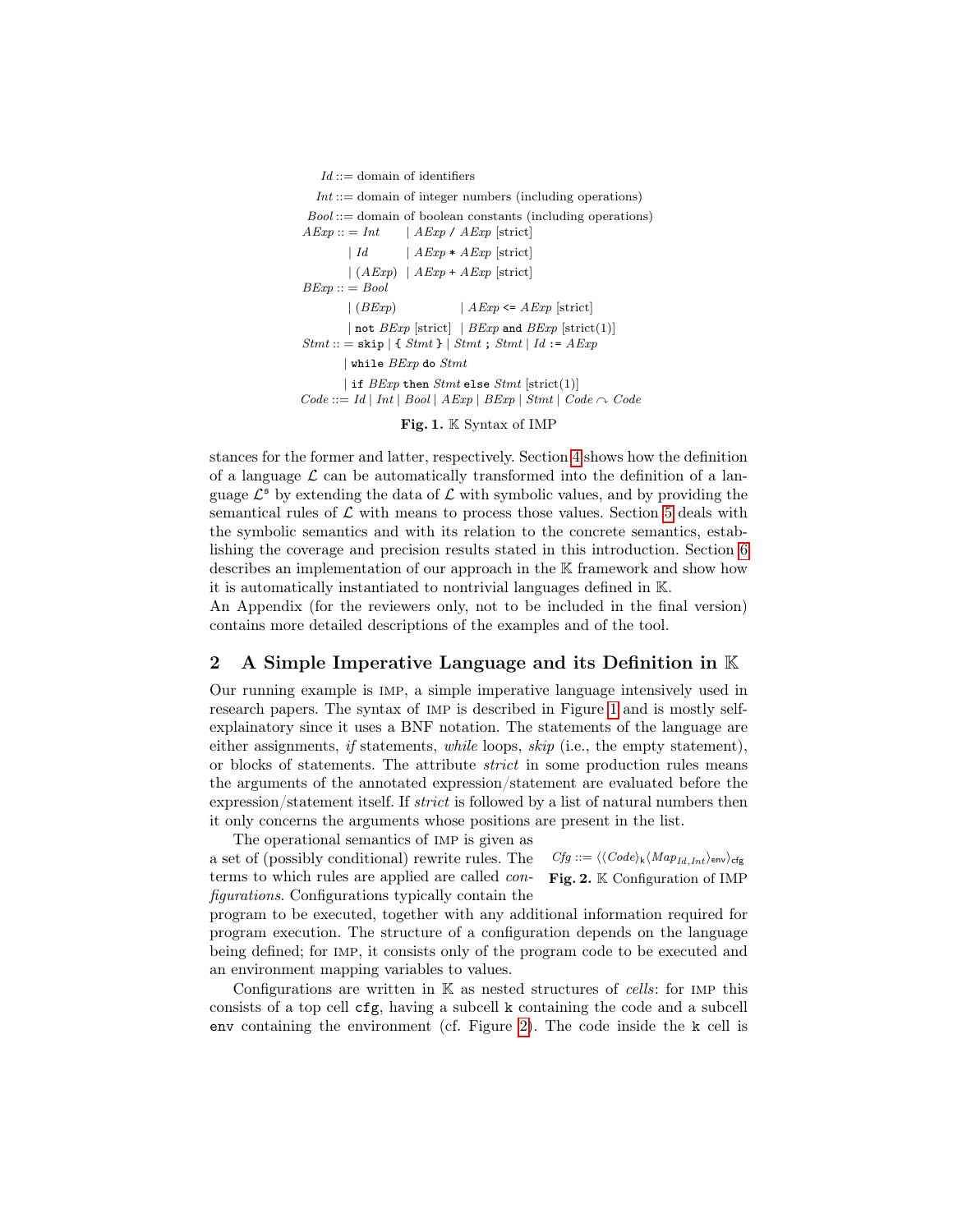$$
\begin{aligned}
&Id ::= \text{domain of identifiers}\\
&Int ::= \text{domain of integer numbers (including operations)}\\
&Bool ::= \text{domain of boolean constants (including operations)}\\
&AExp ::= Int \quad \mid AExp \;\texttt{/}\; AExp \text{ [strict]}\\
&\qquad\quad \mid Id \quad \mid AExp \;\texttt{*}\; AExp \text{ [strict]}\\
&\qquad\quad \mid (AExp) \quad \mid AExp \;\texttt{+}\; AExp \text{ [strict]}\\
&BExp ::= Bool\\
&\qquad\quad \mid (BExp) \quad \mid AExp \;\texttt{<=}\; AExp \text{ [strict]}\\
&\qquad\quad \mid \texttt{not}\; BExp \text{ [strict]} \quad \mid BExp \;\texttt{and}\; BExp \text{ [strict(1)]}\\
&Stmt ::= \texttt{skip} \mid \texttt{\{}\; Stmt \;\texttt{\}} \mid Stmt \;\texttt{;}\; Stmt \mid Id \;\texttt{:=}\; AExp\\
&\qquad\quad \mid \texttt{while}\; BExp \;\texttt{do}\; Stmt\\
&\qquad\quad \mid \texttt{if}\; BExp \;\texttt{then}\; Stmt \;\texttt{else}\; Stmt \text{ [strict(1)]}\\
&Code ::= Id \mid Int \mid Bool \mid AExp \mid BExp \mid Stmt \mid Code \curvearrowright Code
\end{aligned}
$$

**Fig. 1.** $\mathbb{K}$ Syntax of IMP

stances for the former and latter, respectively. Section 4 shows how the definition of a language $\mathcal{L}$ can be automatically transformed into the definition of a language $\mathcal{L}^{\mathfrak{s}}$ by extending the data of $\mathcal{L}$ with symbolic values, and by providing the semantical rules of $\mathcal{L}$ with means to process those values. Section 5 deals with the symbolic semantics and with its relation to the concrete semantics, establishing the coverage and precision results stated in this introduction. Section 6 describes an implementation of our approach in the $\mathbb{K}$ framework and show how it is automatically instantiated to nontrivial languages defined in $\mathbb{K}$.
An Appendix (for the reviewers only, not to be included in the final version) contains more detailed descriptions of the examples and of the tool.

## 2 A Simple Imperative Language and its Definition in $\mathbb{K}$

Our running example is IMP, a simple imperative language intensively used in research papers. The syntax of IMP is described in Figure 1 and is mostly self-explainatory since it uses a BNF notation. The statements of the language are either assignments, *if* statements, *while* loops, *skip* (i.e., the empty statement), or blocks of statements. The attribute *strict* in some production rules means the arguments of the annotated expression/statement are evaluated before the expression/statement itself. If *strict* is followed by a list of natural numbers then it only concerns the arguments whose positions are present in the list.

$$Cfg ::= \langle \langle Code \rangle_{\mathsf{k}} \langle Map_{Id,Int} \rangle_{\mathsf{env}} \rangle_{\mathsf{cfg}}$$

**Fig. 2.** $\mathbb{K}$ Configuration of IMP

The operational semantics of IMP is given as a set of (possibly conditional) rewrite rules. The terms to which rules are applied are called *configurations*. Configurations typically contain the program to be executed, together with any additional information required for program execution. The structure of a configuration depends on the language being defined; for IMP, it consists only of the program code to be executed and an environment mapping variables to values.

Configurations are written in $\mathbb{K}$ as nested structures of *cells*: for IMP this consists of a top cell `cfg`, having a subcell `k` containing the code and a subcell `env` containing the environment (cf. Figure 2). The code inside the `k` cell is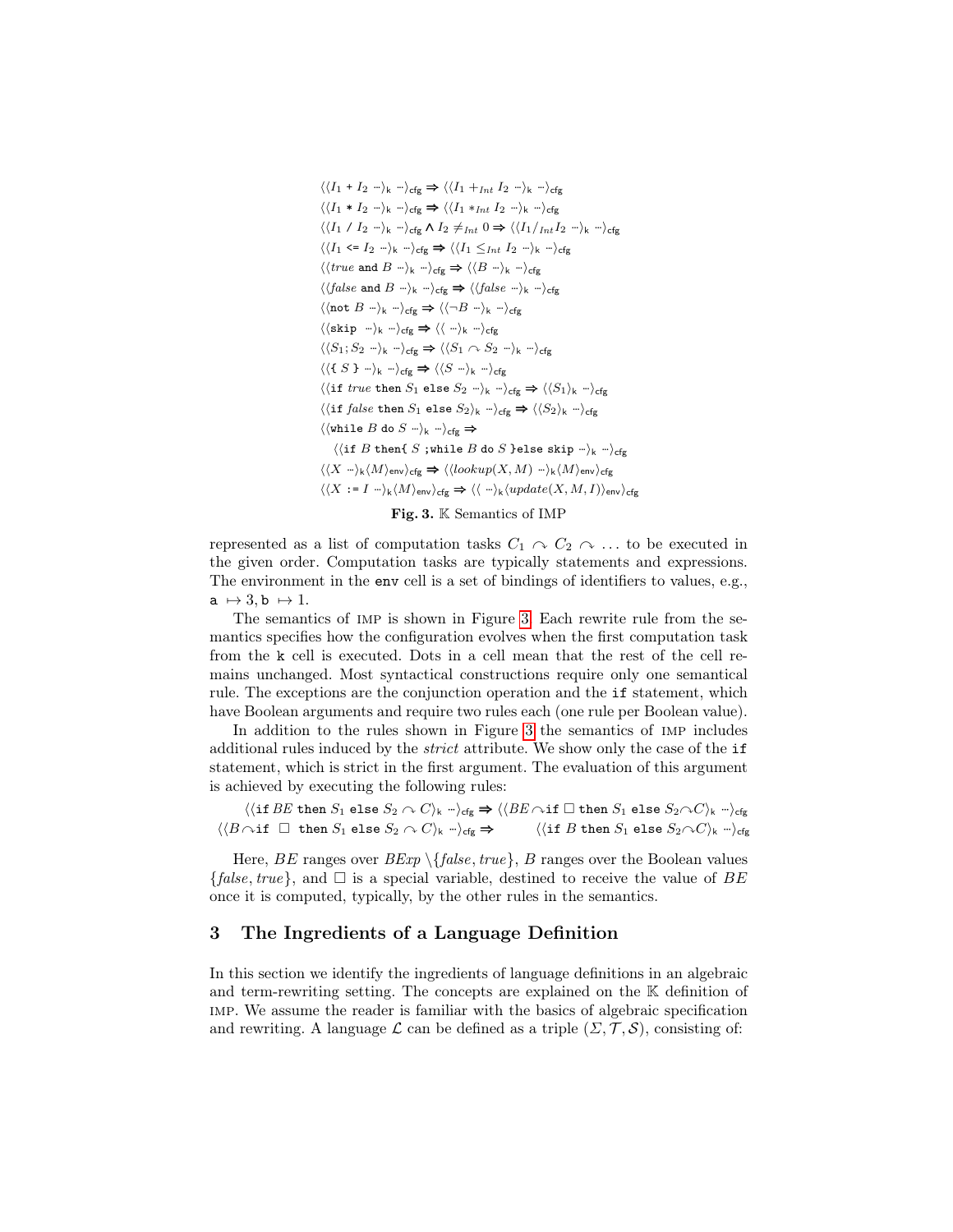$$\langle\langle I_1 \texttt{ + } I_2 \cdots\rangle_{\mathsf{k}} \cdots\rangle_{\mathsf{cfg}} \Rightarrow \langle\langle I_1 +_{Int} I_2 \cdots\rangle_{\mathsf{k}} \cdots\rangle_{\mathsf{cfg}}$$
$$\langle\langle I_1 \texttt{ * } I_2 \cdots\rangle_{\mathsf{k}} \cdots\rangle_{\mathsf{cfg}} \Rightarrow \langle\langle I_1 *_{Int} I_2 \cdots\rangle_{\mathsf{k}} \cdots\rangle_{\mathsf{cfg}}$$
$$\langle\langle I_1 \texttt{ / } I_2 \cdots\rangle_{\mathsf{k}} \cdots\rangle_{\mathsf{cfg}} \wedge I_2 \neq_{Int} 0 \Rightarrow \langle\langle I_1 /_{Int} I_2 \cdots\rangle_{\mathsf{k}} \cdots\rangle_{\mathsf{cfg}}$$
$$\langle\langle I_1 \texttt{ <= } I_2 \cdots\rangle_{\mathsf{k}} \cdots\rangle_{\mathsf{cfg}} \Rightarrow \langle\langle I_1 \leq_{Int} I_2 \cdots\rangle_{\mathsf{k}} \cdots\rangle_{\mathsf{cfg}}$$
$$\langle\langle \mathit{true} \texttt{ and } B \cdots\rangle_{\mathsf{k}} \cdots\rangle_{\mathsf{cfg}} \Rightarrow \langle\langle B \cdots\rangle_{\mathsf{k}} \cdots\rangle_{\mathsf{cfg}}$$
$$\langle\langle \mathit{false} \texttt{ and } B \cdots\rangle_{\mathsf{k}} \cdots\rangle_{\mathsf{cfg}} \Rightarrow \langle\langle \mathit{false} \cdots\rangle_{\mathsf{k}} \cdots\rangle_{\mathsf{cfg}}$$
$$\langle\langle \texttt{not } B \cdots\rangle_{\mathsf{k}} \cdots\rangle_{\mathsf{cfg}} \Rightarrow \langle\langle \neg B \cdots\rangle_{\mathsf{k}} \cdots\rangle_{\mathsf{cfg}}$$
$$\langle\langle \texttt{skip } \cdots\rangle_{\mathsf{k}} \cdots\rangle_{\mathsf{cfg}} \Rightarrow \langle\langle \cdots\rangle_{\mathsf{k}} \cdots\rangle_{\mathsf{cfg}}$$
$$\langle\langle S_1 ; S_2 \cdots\rangle_{\mathsf{k}} \cdots\rangle_{\mathsf{cfg}} \Rightarrow \langle\langle S_1 \curvearrowright S_2 \cdots\rangle_{\mathsf{k}} \cdots\rangle_{\mathsf{cfg}}$$
$$\langle\langle \texttt{\{ } S \texttt{ \}} \cdots\rangle_{\mathsf{k}} \cdots\rangle_{\mathsf{cfg}} \Rightarrow \langle\langle S \cdots\rangle_{\mathsf{k}} \cdots\rangle_{\mathsf{cfg}}$$
$$\langle\langle \texttt{if } \mathit{true} \texttt{ then } S_1 \texttt{ else } S_2 \cdots\rangle_{\mathsf{k}} \cdots\rangle_{\mathsf{cfg}} \Rightarrow \langle\langle S_1\rangle_{\mathsf{k}} \cdots\rangle_{\mathsf{cfg}}$$
$$\langle\langle \texttt{if } \mathit{false} \texttt{ then } S_1 \texttt{ else } S_2\rangle_{\mathsf{k}} \cdots\rangle_{\mathsf{cfg}} \Rightarrow \langle\langle S_2\rangle_{\mathsf{k}} \cdots\rangle_{\mathsf{cfg}}$$
$$\langle\langle \texttt{while } B \texttt{ do } S \cdots\rangle_{\mathsf{k}} \cdots\rangle_{\mathsf{cfg}} \Rightarrow$$
$$\langle\langle \texttt{if } B \texttt{ then\{ } S \texttt{ ;while } B \texttt{ do } S \texttt{ \}else skip} \cdots\rangle_{\mathsf{k}} \cdots\rangle_{\mathsf{cfg}}$$
$$\langle\langle X \cdots\rangle_{\mathsf{k}}\langle M\rangle_{\mathsf{env}}\rangle_{\mathsf{cfg}} \Rightarrow \langle\langle \mathit{lookup}(X, M) \cdots\rangle_{\mathsf{k}}\langle M\rangle_{\mathsf{env}}\rangle_{\mathsf{cfg}}$$
$$\langle\langle X \texttt{ := } I \cdots\rangle_{\mathsf{k}}\langle M\rangle_{\mathsf{env}}\rangle_{\mathsf{cfg}} \Rightarrow \langle\langle \cdots\rangle_{\mathsf{k}}\langle \mathit{update}(X, M, I)\rangle_{\mathsf{env}}\rangle_{\mathsf{cfg}}$$

**Fig. 3.** $\mathbb{K}$ Semantics of IMP

represented as a list of computation tasks $C_1 \curvearrowright C_2 \curvearrowright \ldots$ to be executed in the given order. Computation tasks are typically statements and expressions. The environment in the `env` cell is a set of bindings of identifiers to values, e.g., $\texttt{a} \mapsto 3, \texttt{b} \mapsto 1$.

The semantics of IMP is shown in Figure 3. Each rewrite rule from the semantics specifies how the configuration evolves when the first computation task from the `k` cell is executed. Dots in a cell mean that the rest of the cell remains unchanged. Most syntactical constructions require only one semantical rule. The exceptions are the conjunction operation and the `if` statement, which have Boolean arguments and require two rules each (one rule per Boolean value).

In addition to the rules shown in Figure 3 the semantics of IMP includes additional rules induced by the *strict* attribute. We show only the case of the `if` statement, which is strict in the first argument. The evaluation of this argument is achieved by executing the following rules:

$$\langle\langle \texttt{if } BE \texttt{ then } S_1 \texttt{ else } S_2 \curvearrowright C\rangle_{\mathsf{k}} \cdots\rangle_{\mathsf{cfg}} \Rightarrow \langle\langle BE \curvearrowright \texttt{if } \square \texttt{ then } S_1 \texttt{ else } S_2 \curvearrowright C\rangle_{\mathsf{k}} \cdots\rangle_{\mathsf{cfg}}$$
$$\langle\langle B \curvearrowright \texttt{if } \square \texttt{ then } S_1 \texttt{ else } S_2 \curvearrowright C\rangle_{\mathsf{k}} \cdots\rangle_{\mathsf{cfg}} \Rightarrow \langle\langle \texttt{if } B \texttt{ then } S_1 \texttt{ else } S_2 \curvearrowright C\rangle_{\mathsf{k}} \cdots\rangle_{\mathsf{cfg}}$$

Here, $BE$ ranges over $BExp \setminus \{false, true\}$, $B$ ranges over the Boolean values $\{false, true\}$, and $\square$ is a special variable, destined to receive the value of $BE$ once it is computed, typically, by the other rules in the semantics.

## 3 The Ingredients of a Language Definition

In this section we identify the ingredients of language definitions in an algebraic and term-rewriting setting. The concepts are explained on the $\mathbb{K}$ definition of IMP. We assume the reader is familiar with the basics of algebraic specification and rewriting. A language $\mathcal{L}$ can be defined as a triple $(\Sigma, \mathcal{T}, \mathcal{S})$, consisting of: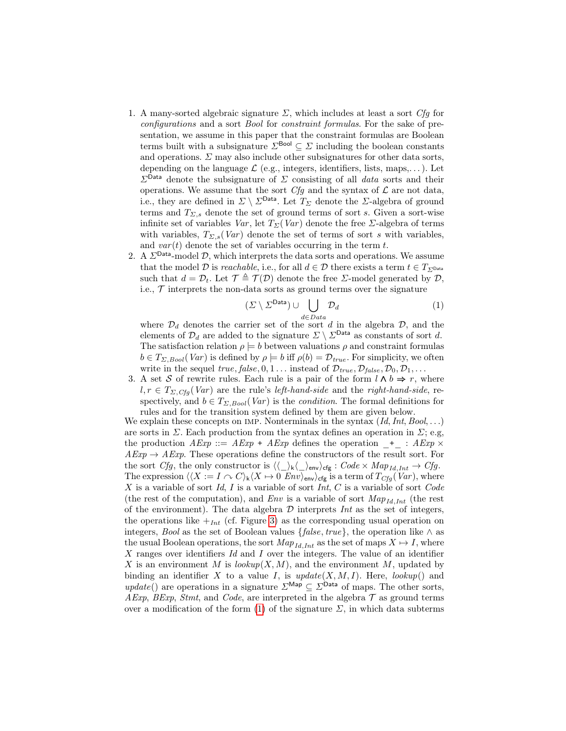1. A many-sorted algebraic signature $\Sigma$, which includes at least a sort *Cfg* for *configurations* and a sort *Bool* for *constraint formulas*. For the sake of presentation, we assume in this paper that the constraint formulas are Boolean terms built with a subsignature $\Sigma^{\mathsf{Bool}} \subseteq \Sigma$ including the boolean constants and operations. $\Sigma$ may also include other subsignatures for other data sorts, depending on the language $\mathcal{L}$ (e.g., integers, identifiers, lists, maps,...). Let $\Sigma^{\mathsf{Data}}$ denote the subsignature of $\Sigma$ consisting of all *data* sorts and their operations. We assume that the sort *Cfg* and the syntax of $\mathcal{L}$ are not data, i.e., they are defined in $\Sigma \setminus \Sigma^{\mathsf{Data}}$. Let $T_\Sigma$ denote the $\Sigma$-algebra of ground terms and $T_{\Sigma,s}$ denote the set of ground terms of sort $s$. Given a sort-wise infinite set of variables *Var*, let $T_\Sigma(\mathit{Var})$ denote the free $\Sigma$-algebra of terms with variables, $T_{\Sigma,s}(\mathit{Var})$ denote the set of terms of sort $s$ with variables, and $\mathit{var}(t)$ denote the set of variables occurring in the term $t$.
2. A $\Sigma^{\mathsf{Data}}$-model $\mathcal{D}$, which interprets the data sorts and operations. We assume that the model $\mathcal{D}$ is *reachable*, i.e., for all $d \in \mathcal{D}$ there exists a term $t \in T_{\Sigma^{\mathsf{Data}}}$ such that $d = \mathcal{D}_t$. Let $\mathcal{T} \triangleq \mathcal{T}(\mathcal{D})$ denote the free $\Sigma$-model generated by $\mathcal{D}$, i.e., $\mathcal{T}$ interprets the non-data sorts as ground terms over the signature
$$(\Sigma \setminus \Sigma^{\mathsf{Data}}) \cup \bigcup_{d \in \mathit{Data}} \mathcal{D}_d \tag{1}$$
where $\mathcal{D}_d$ denotes the carrier set of the sort $d$ in the algebra $\mathcal{D}$, and the elements of $\mathcal{D}_d$ are added to the signature $\Sigma \setminus \Sigma^{\mathsf{Data}}$ as constants of sort $d$. The satisfaction relation $\rho \models b$ between valuations $\rho$ and constraint formulas $b \in T_{\Sigma,\mathit{Bool}}(\mathit{Var})$ is defined by $\rho \models b$ iff $\rho(b) = \mathcal{D}_{\mathit{true}}$. For simplicity, we often write in the sequel $\mathit{true}, \mathit{false}, 0, 1 \ldots$ instead of $\mathcal{D}_{\mathit{true}}, \mathcal{D}_{\mathit{false}}, \mathcal{D}_0, \mathcal{D}_1, \ldots$
3. A set $\mathcal{S}$ of rewrite rules. Each rule is a pair of the form $l \wedge b \Rightarrow r$, where $l, r \in T_{\Sigma,\mathit{Cfg}}(\mathit{Var})$ are the rule's *left-hand-side* and the *right-hand-side*, respectively, and $b \in T_{\Sigma,\mathit{Bool}}(\mathit{Var})$ is the *condition*. The formal definitions for rules and for the transition system defined by them are given below.

We explain these concepts on IMP. Nonterminals in the syntax (*Id*, *Int*, *Bool*, ...) are sorts in $\Sigma$. Each production from the syntax defines an operation in $\Sigma$; e.g, the production $\mathit{AExp} ::= \mathit{AExp}$ `+` $\mathit{AExp}$ defines the operation $\_\texttt{+}\_ : \mathit{AExp} \times \mathit{AExp} \to \mathit{AExp}$. These operations define the constructors of the result sort. For the sort *Cfg*, the only constructor is $\langle\langle\_\rangle_{\mathsf{k}}\langle\_\rangle_{\mathsf{env}}\rangle_{\mathsf{cfg}} : \mathit{Code} \times \mathit{Map}_{\mathit{Id},\mathit{Int}} \to \mathit{Cfg}$. The expression $\langle\langle X := I \curvearrowright C\rangle_{\mathsf{k}}\langle X \mapsto 0\ \mathit{Env}\rangle_{\mathsf{env}}\rangle_{\mathsf{cfg}}$ is a term of $T_{\mathit{Cfg}}(\mathit{Var})$, where $X$ is a variable of sort *Id*, $I$ is a variable of sort *Int*, $C$ is a variable of sort *Code* (the rest of the computation), and *Env* is a variable of sort $\mathit{Map}_{\mathit{Id},\mathit{Int}}$ (the rest of the environment). The data algebra $\mathcal{D}$ interprets *Int* as the set of integers, the operations like $+_{\mathit{Int}}$ (cf. Figure 3) as the corresponding usual operation on integers, *Bool* as the set of Boolean values $\{\mathit{false}, \mathit{true}\}$, the operation like $\wedge$ as the usual Boolean operations, the sort $\mathit{Map}_{\mathit{Id},\mathit{Int}}$ as the set of maps $X \mapsto I$, where $X$ ranges over identifiers *Id* and $I$ over the integers. The value of an identifier $X$ is an environment $M$ is $\mathit{lookup}(X, M)$, and the environment $M$, updated by binding an identifier $X$ to a value $I$, is $\mathit{update}(X, M, I)$. Here, $\mathit{lookup}()$ and $\mathit{update}()$ are operations in a signature $\Sigma^{\mathsf{Map}} \subseteq \Sigma^{\mathsf{Data}}$ of maps. The other sorts, *AExp*, *BExp*, *Stmt*, and *Code*, are interpreted in the algebra $\mathcal{T}$ as ground terms over a modification of the form (1) of the signature $\Sigma$, in which data subterms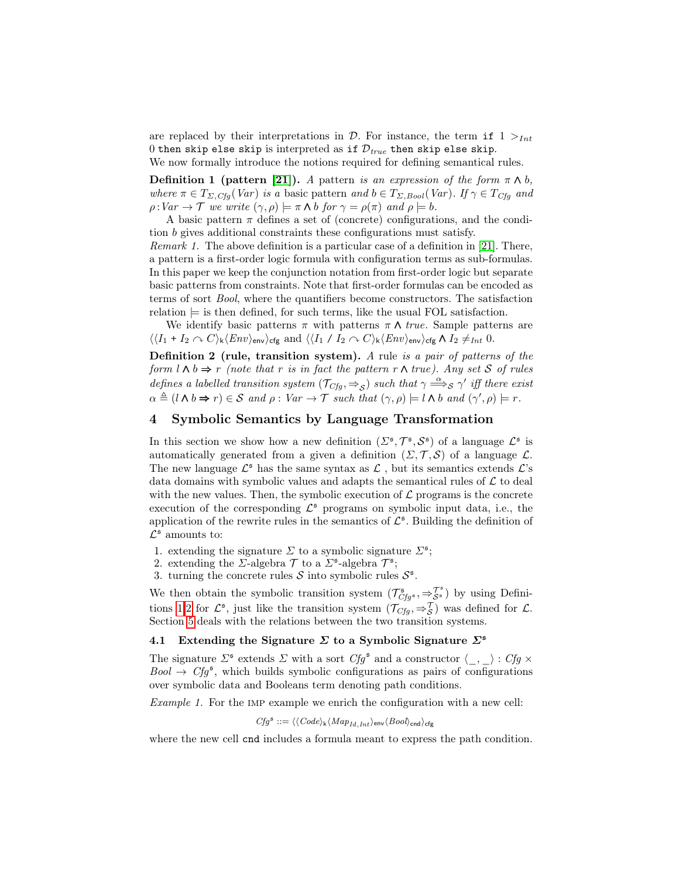are replaced by their interpretations in $\mathcal{D}$. For instance, the term `if` $1 >_{Int} 0$ `then skip else skip` is interpreted as `if` $\mathcal{D}_{true}$ `then skip else skip`.
We now formally introduce the notions required for defining semantical rules.

**Definition 1 (pattern [21]).** *A* pattern *is an expression of the form* $\pi \wedge b$*, where* $\pi \in T_{\Sigma,Cfg}(Var)$ *is a* basic pattern *and* $b \in T_{\Sigma,Bool}(Var)$*. If* $\gamma \in T_{Cfg}$ *and* $\rho : Var \to \mathcal{T}$ *we write* $(\gamma, \rho) \models \pi \wedge b$ *for* $\gamma = \rho(\pi)$ *and* $\rho \models b$*.*

A basic pattern $\pi$ defines a set of (concrete) configurations, and the condition $b$ gives additional constraints these configurations must satisfy.

*Remark 1.* The above definition is a particular case of a definition in [21]. There, a pattern is a first-order logic formula with configuration terms as sub-formulas. In this paper we keep the conjunction notation from first-order logic but separate basic patterns from constraints. Note that first-order formulas can be encoded as terms of sort *Bool*, where the quantifiers become constructors. The satisfaction relation $\models$ is then defined, for such terms, like the usual FOL satisfaction.

We identify basic patterns $\pi$ with patterns $\pi \wedge true$. Sample patterns are $\langle\langle I_1 \texttt{ + } I_2 \curvearrowright C\rangle_{\mathsf{k}}\langle Env\rangle_{\mathsf{env}}\rangle_{\mathsf{cfg}}$ and $\langle\langle I_1 \texttt{ / } I_2 \curvearrowright C\rangle_{\mathsf{k}}\langle Env\rangle_{\mathsf{env}}\rangle_{\mathsf{cfg}} \wedge I_2 \neq_{Int} 0$.

**Definition 2 (rule, transition system).** *A* rule *is a pair of patterns of the form* $l \wedge b \Rightarrow r$ *(note that* $r$ *is in fact the pattern* $r \wedge true$*). Any set* $\mathcal{S}$ *of rules defines a labelled transition system* $(\mathcal{T}_{Cfg}, \Rightarrow_{\mathcal{S}})$ *such that* $\gamma \overset{\alpha}{\Longrightarrow}_{\mathcal{S}} \gamma'$ *iff there exist* $\alpha \triangleq (l \wedge b \Rightarrow r) \in \mathcal{S}$ *and* $\rho : Var \to \mathcal{T}$ *such that* $(\gamma, \rho) \models l \wedge b$ *and* $(\gamma', \rho) \models r$*.*

## 4 Symbolic Semantics by Language Transformation

In this section we show how a new definition $(\Sigma^{\mathfrak{s}}, \mathcal{T}^{\mathfrak{s}}, \mathcal{S}^{\mathfrak{s}})$ of a language $\mathcal{L}^{\mathfrak{s}}$ is automatically generated from a given a definition $(\Sigma, \mathcal{T}, \mathcal{S})$ of a language $\mathcal{L}$. The new language $\mathcal{L}^{\mathfrak{s}}$ has the same syntax as $\mathcal{L}$ , but its semantics extends $\mathcal{L}$'s data domains with symbolic values and adapts the semantical rules of $\mathcal{L}$ to deal with the new values. Then, the symbolic execution of $\mathcal{L}$ programs is the concrete execution of the corresponding $\mathcal{L}^{\mathfrak{s}}$ programs on symbolic input data, i.e., the application of the rewrite rules in the semantics of $\mathcal{L}^{\mathfrak{s}}$. Building the definition of $\mathcal{L}^{\mathfrak{s}}$ amounts to:

1. extending the signature $\Sigma$ to a symbolic signature $\Sigma^{\mathfrak{s}}$;
2. extending the $\Sigma$-algebra $\mathcal{T}$ to a $\Sigma^{\mathfrak{s}}$-algebra $\mathcal{T}^{\mathfrak{s}}$;
3. turning the concrete rules $\mathcal{S}$ into symbolic rules $\mathcal{S}^{\mathfrak{s}}$.

We then obtain the symbolic transition system $(\mathcal{T}^{\mathfrak{s}}_{Cfg^{\mathfrak{s}}}, \Rightarrow^{\mathcal{T}^{\mathfrak{s}}}_{\mathcal{S}^{\mathfrak{s}}})$ by using Definitions 1,2 for $\mathcal{L}^{\mathfrak{s}}$, just like the transition system $(\mathcal{T}_{Cfg}, \Rightarrow^{\mathcal{T}}_{\mathcal{S}})$ was defined for $\mathcal{L}$. Section 5 deals with the relations between the two transition systems.

### 4.1 Extending the Signature $\Sigma$ to a Symbolic Signature $\Sigma^{\mathfrak{s}}$

The signature $\Sigma^{\mathfrak{s}}$ extends $\Sigma$ with a sort $Cfg^{\mathfrak{s}}$ and a constructor $\langle \_, \_ \rangle : Cfg \times Bool \to Cfg^{\mathfrak{s}}$, which builds symbolic configurations as pairs of configurations over symbolic data and Booleans term denoting path conditions.

*Example 1.* For the IMP example we enrich the configuration with a new cell:

$$Cfg^{\mathfrak{s}} ::= \langle\langle Code\rangle_{\mathsf{k}}\langle Map_{Id,Int}\rangle_{\mathsf{env}}\langle Bool\rangle_{\mathsf{cnd}}\rangle_{\mathsf{cfg}}$$

where the new cell `cnd` includes a formula meant to express the path condition.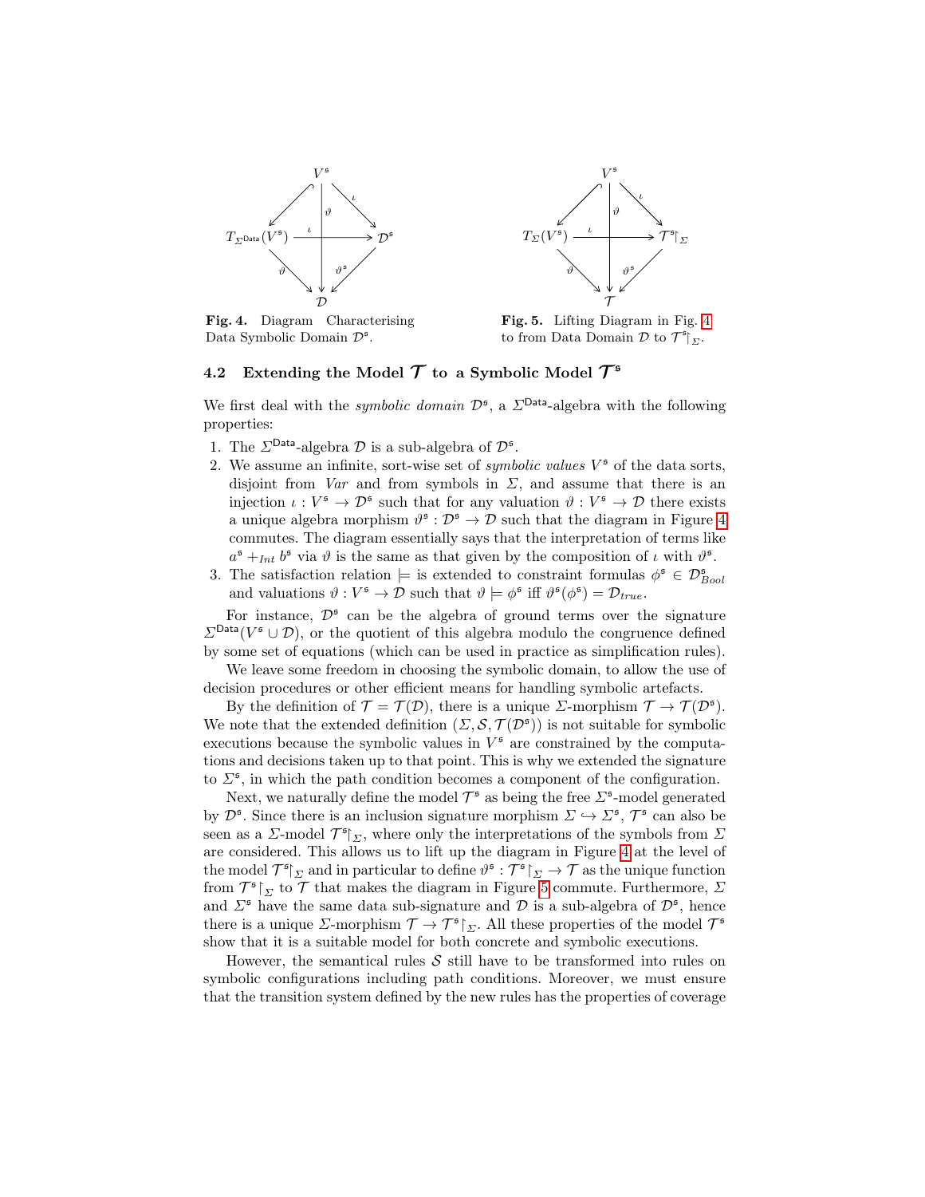Fig. 4. Diagram Characterising Data Symbolic Domain $\mathcal{D}^{\mathfrak{s}}$.

Fig. 5. Lifting Diagram in Fig. 4 to from Data Domain $\mathcal{D}$ to $\mathcal{T}^{\mathfrak{s}}\!\upharpoonright_{\Sigma}$.

### 4.2 Extending the Model $\mathcal{T}$ to a Symbolic Model $\mathcal{T}^{\mathfrak{s}}$

We first deal with the *symbolic domain* $\mathcal{D}^{\mathfrak{s}}$, a $\Sigma^{\mathsf{Data}}$-algebra with the following properties:

1. The $\Sigma^{\mathsf{Data}}$-algebra $\mathcal{D}$ is a sub-algebra of $\mathcal{D}^{\mathfrak{s}}$.
2. We assume an infinite, sort-wise set of *symbolic values* $V^{\mathfrak{s}}$ of the data sorts, disjoint from *Var* and from symbols in $\Sigma$, and assume that there is an injection $\iota : V^{\mathfrak{s}} \to \mathcal{D}^{\mathfrak{s}}$ such that for any valuation $\vartheta : V^{\mathfrak{s}} \to \mathcal{D}$ there exists a unique algebra morphism $\vartheta^{\mathfrak{s}} : \mathcal{D}^{\mathfrak{s}} \to \mathcal{D}$ such that the diagram in Figure 4 commutes. The diagram essentially says that the interpretation of terms like $a^{\mathfrak{s}} +_{Int} b^{\mathfrak{s}}$ via $\vartheta$ is the same as that given by the composition of $\iota$ with $\vartheta^{\mathfrak{s}}$.
3. The satisfaction relation $\models$ is extended to constraint formulas $\phi^{\mathfrak{s}} \in \mathcal{D}^{\mathfrak{s}}_{Bool}$ and valuations $\vartheta : V^{\mathfrak{s}} \to \mathcal{D}$ such that $\vartheta \models \phi^{\mathfrak{s}}$ iff $\vartheta^{\mathfrak{s}}(\phi^{\mathfrak{s}}) = \mathcal{D}_{true}$.

For instance, $\mathcal{D}^{\mathfrak{s}}$ can be the algebra of ground terms over the signature $\Sigma^{\mathsf{Data}}(V^{\mathfrak{s}} \cup \mathcal{D})$, or the quotient of this algebra modulo the congruence defined by some set of equations (which can be used in practice as simplification rules).

We leave some freedom in choosing the symbolic domain, to allow the use of decision procedures or other efficient means for handling symbolic artefacts.

By the definition of $\mathcal{T} = \mathcal{T}(\mathcal{D})$, there is a unique $\Sigma$-morphism $\mathcal{T} \to \mathcal{T}(\mathcal{D}^{\mathfrak{s}})$. We note that the extended definition $(\Sigma, \mathcal{S}, \mathcal{T}(\mathcal{D}^{\mathfrak{s}}))$ is not suitable for symbolic executions because the symbolic values in $V^{\mathfrak{s}}$ are constrained by the computations and decisions taken up to that point. This is why we extended the signature to $\Sigma^{\mathfrak{s}}$, in which the path condition becomes a component of the configuration.

Next, we naturally define the model $\mathcal{T}^{\mathfrak{s}}$ as being the free $\Sigma^{\mathfrak{s}}$-model generated by $\mathcal{D}^{\mathfrak{s}}$. Since there is an inclusion signature morphism $\Sigma \hookrightarrow \Sigma^{\mathfrak{s}}$, $\mathcal{T}^{\mathfrak{s}}$ can also be seen as a $\Sigma$-model $\mathcal{T}^{\mathfrak{s}}\!\upharpoonright_{\Sigma}$, where only the interpretations of the symbols from $\Sigma$ are considered. This allows us to lift up the diagram in Figure 4 at the level of the model $\mathcal{T}^{\mathfrak{s}}\!\upharpoonright_{\Sigma}$ and in particular to define $\vartheta^{\mathfrak{s}} : \mathcal{T}^{\mathfrak{s}}\!\upharpoonright_{\Sigma} \to \mathcal{T}$ as the unique function from $\mathcal{T}^{\mathfrak{s}}\!\upharpoonright_{\Sigma}$ to $\mathcal{T}$ that makes the diagram in Figure 5 commute. Furthermore, $\Sigma$ and $\Sigma^{\mathfrak{s}}$ have the same data sub-signature and $\mathcal{D}$ is a sub-algebra of $\mathcal{D}^{\mathfrak{s}}$, hence there is a unique $\Sigma$-morphism $\mathcal{T} \to \mathcal{T}^{\mathfrak{s}}\!\upharpoonright_{\Sigma}$. All these properties of the model $\mathcal{T}^{\mathfrak{s}}$ show that it is a suitable model for both concrete and symbolic executions.

However, the semantical rules $\mathcal{S}$ still have to be transformed into rules on symbolic configurations including path conditions. Moreover, we must ensure that the transition system defined by the new rules has the properties of coverage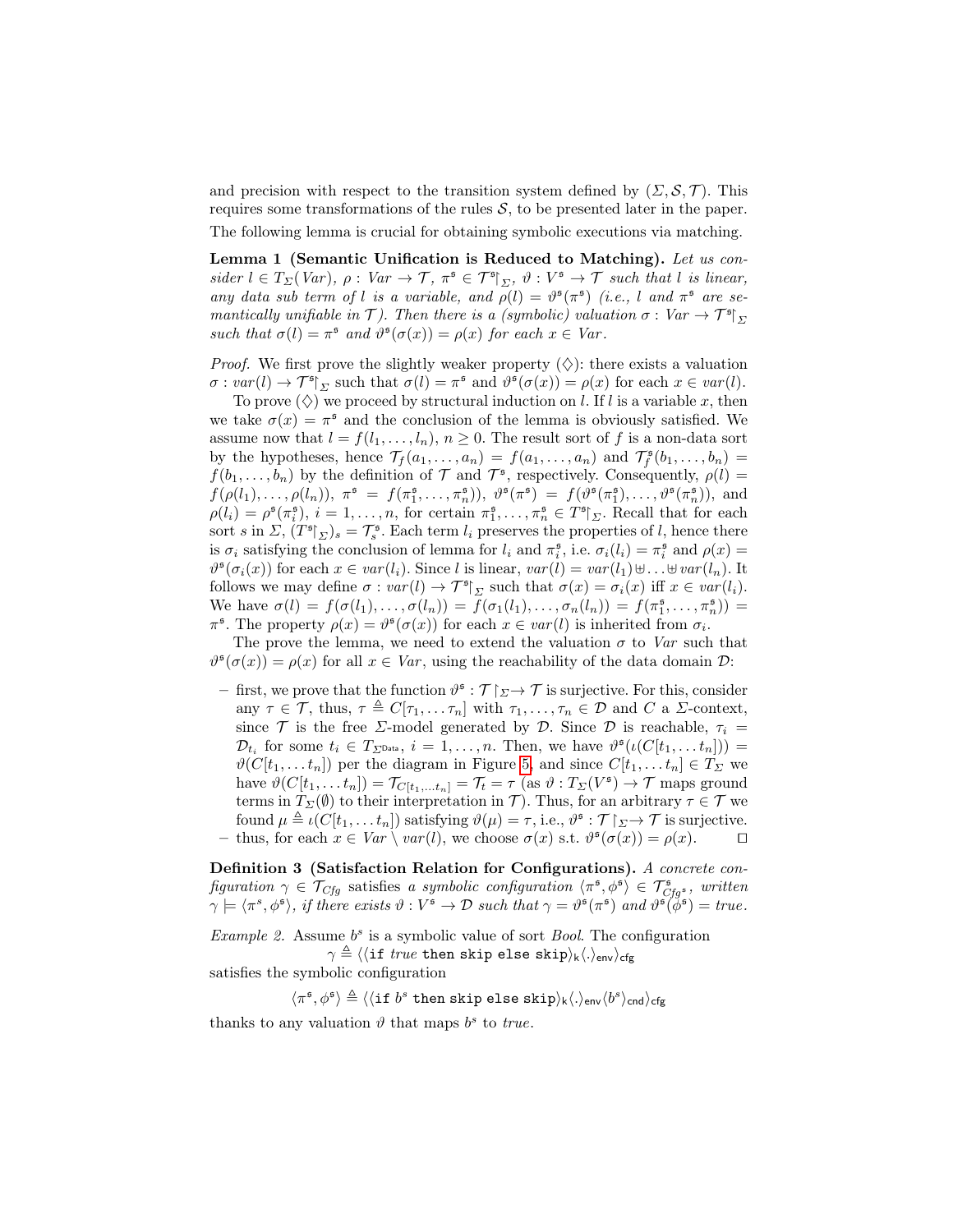and precision with respect to the transition system defined by $(\Sigma, \mathcal{S}, \mathcal{T})$. This requires some transformations of the rules $\mathcal{S}$, to be presented later in the paper.

The following lemma is crucial for obtaining symbolic executions via matching.

**Lemma 1 (Semantic Unification is Reduced to Matching).** *Let us consider $l \in T_\Sigma(Var)$, $\rho : Var \to \mathcal{T}$, $\pi^{\mathfrak{s}} \in \mathcal{T}^{\mathfrak{s}}{\restriction_\Sigma}$, $\vartheta : V^{\mathfrak{s}} \to \mathcal{T}$ such that $l$ is linear, any data sub term of $l$ is a variable, and $\rho(l) = \vartheta^{\mathfrak{s}}(\pi^{\mathfrak{s}})$ (i.e., $l$ and $\pi^{\mathfrak{s}}$ are semantically unifiable in $\mathcal{T}$). Then there is a (symbolic) valuation $\sigma : Var \to \mathcal{T}^{\mathfrak{s}}{\restriction_\Sigma}$ such that $\sigma(l) = \pi^{\mathfrak{s}}$ and $\vartheta^{\mathfrak{s}}(\sigma(x)) = \rho(x)$ for each $x \in Var$.*

*Proof.* We first prove the slightly weaker property ($\diamondsuit$): there exists a valuation $\sigma : var(l) \to \mathcal{T}^{\mathfrak{s}}{\restriction_\Sigma}$ such that $\sigma(l) = \pi^{\mathfrak{s}}$ and $\vartheta^{\mathfrak{s}}(\sigma(x)) = \rho(x)$ for each $x \in var(l)$.

To prove ($\diamondsuit$) we proceed by structural induction on $l$. If $l$ is a variable $x$, then we take $\sigma(x) = \pi^{\mathfrak{s}}$ and the conclusion of the lemma is obviously satisfied. We assume now that $l = f(l_1, \ldots, l_n)$, $n \geq 0$. The result sort of $f$ is a non-data sort by the hypotheses, hence $\mathcal{T}_f(a_1, \ldots, a_n) = f(a_1, \ldots, a_n)$ and $\mathcal{T}^{\mathfrak{s}}_f(b_1, \ldots, b_n) = f(b_1, \ldots, b_n)$ by the definition of $\mathcal{T}$ and $\mathcal{T}^{\mathfrak{s}}$, respectively. Consequently, $\rho(l) = f(\rho(l_1), \ldots, \rho(l_n))$, $\pi^{\mathfrak{s}} = f(\pi^{\mathfrak{s}}_1, \ldots, \pi^{\mathfrak{s}}_n))$, $\vartheta^{\mathfrak{s}}(\pi^{\mathfrak{s}}) = f(\vartheta^{\mathfrak{s}}(\pi^{\mathfrak{s}}_1), \ldots, \vartheta^{\mathfrak{s}}(\pi^{\mathfrak{s}}_n))$, and $\rho(l_i) = \rho^{\mathfrak{s}}(\pi^{\mathfrak{s}}_i)$, $i = 1, \ldots, n$, for certain $\pi^{\mathfrak{s}}_1, \ldots, \pi^{\mathfrak{s}}_n \in T^{\mathfrak{s}}{\restriction_\Sigma}$. Recall that for each sort $s$ in $\Sigma$, $(T^{\mathfrak{s}}{\restriction_\Sigma})_s = \mathcal{T}^{\mathfrak{s}}_s$. Each term $l_i$ preserves the properties of $l$, hence there is $\sigma_i$ satisfying the conclusion of lemma for $l_i$ and $\pi^{\mathfrak{s}}_i$, i.e. $\sigma_i(l_i) = \pi^{\mathfrak{s}}_i$ and $\rho(x) = \vartheta^{\mathfrak{s}}(\sigma_i(x))$ for each $x \in var(l_i)$. Since $l$ is linear, $var(l) = var(l_1) \uplus \ldots \uplus var(l_n)$. It follows we may define $\sigma : var(l) \to \mathcal{T}^{\mathfrak{s}}{\restriction_\Sigma}$ such that $\sigma(x) = \sigma_i(x)$ iff $x \in var(l_i)$. We have $\sigma(l) = f(\sigma(l_1), \ldots, \sigma(l_n)) = f(\sigma_1(l_1), \ldots, \sigma_n(l_n)) = f(\pi^{\mathfrak{s}}_1, \ldots, \pi^{\mathfrak{s}}_n)) = \pi^{\mathfrak{s}}$. The property $\rho(x) = \vartheta^{\mathfrak{s}}(\sigma(x))$ for each $x \in var(l)$ is inherited from $\sigma_i$.

The prove the lemma, we need to extend the valuation $\sigma$ to $Var$ such that $\vartheta^{\mathfrak{s}}(\sigma(x)) = \rho(x)$ for all $x \in Var$, using the reachability of the data domain $\mathcal{D}$:

- first, we prove that the function $\vartheta^{\mathfrak{s}} : \mathcal{T}{\restriction_\Sigma} \to \mathcal{T}$ is surjective. For this, consider any $\tau \in \mathcal{T}$, thus, $\tau \triangleq C[\tau_1, \ldots \tau_n]$ with $\tau_1, \ldots, \tau_n \in \mathcal{D}$ and $C$ a $\Sigma$-context, since $\mathcal{T}$ is the free $\Sigma$-model generated by $\mathcal{D}$. Since $\mathcal{D}$ is reachable, $\tau_i = \mathcal{D}_{t_i}$ for some $t_i \in T_{\Sigma^{\mathrm{Data}}}$, $i = 1, \ldots, n$. Then, we have $\vartheta^{\mathfrak{s}}(\iota(C[t_1, \ldots t_n])) = \vartheta(C[t_1, \ldots t_n])$ per the diagram in Figure 5, and since $C[t_1, \ldots t_n] \in T_\Sigma$ we have $\vartheta(C[t_1, \ldots t_n]) = \mathcal{T}_{C[t_1, \ldots t_n]} = \mathcal{T}_t = \tau$ (as $\vartheta : T_\Sigma(V^{\mathfrak{s}}) \to \mathcal{T}$ maps ground terms in $T_\Sigma(\emptyset)$ to their interpretation in $\mathcal{T}$). Thus, for an arbitrary $\tau \in \mathcal{T}$ we found $\mu \triangleq \iota(C[t_1, \ldots t_n])$ satisfying $\vartheta(\mu) = \tau$, i.e., $\vartheta^{\mathfrak{s}} : \mathcal{T}{\restriction_\Sigma} \to \mathcal{T}$ is surjective.
- thus, for each $x \in Var \setminus var(l)$, we choose $\sigma(x)$ s.t. $\vartheta^{\mathfrak{s}}(\sigma(x)) = \rho(x)$. $\square$

**Definition 3 (Satisfaction Relation for Configurations).** *A concrete configuration $\gamma \in \mathcal{T}_{Cfg}$ satisfies a symbolic configuration $\langle \pi^{\mathfrak{s}}, \phi^{\mathfrak{s}} \rangle \in \mathcal{T}^{\mathfrak{s}}_{Cfg^{\mathfrak{s}}}$, written $\gamma \models \langle \pi^s, \phi^{\mathfrak{s}} \rangle$, if there exists $\vartheta : V^{\mathfrak{s}} \to \mathcal{D}$ such that $\gamma = \vartheta^{\mathfrak{s}}(\pi^{\mathfrak{s}})$ and $\vartheta^{\mathfrak{s}}(\phi^{\mathfrak{s}}) = true$.*

*Example 2.* Assume $b^s$ is a symbolic value of sort *Bool*. The configuration

$$\gamma \triangleq \langle \langle \texttt{if } \mathit{true} \texttt{ then skip else skip} \rangle_{\mathsf{k}} \langle . \rangle_{\mathsf{env}} \rangle_{\mathsf{cfg}}$$

satisfies the symbolic configuration

$$\langle \pi^{\mathfrak{s}}, \phi^{\mathfrak{s}} \rangle \triangleq \langle \langle \texttt{if } b^s \texttt{ then skip else skip} \rangle_{\mathsf{k}} \langle . \rangle_{\mathsf{env}} \langle b^s \rangle_{\mathsf{cnd}} \rangle_{\mathsf{cfg}}$$

thanks to any valuation $\vartheta$ that maps $b^s$ to *true*.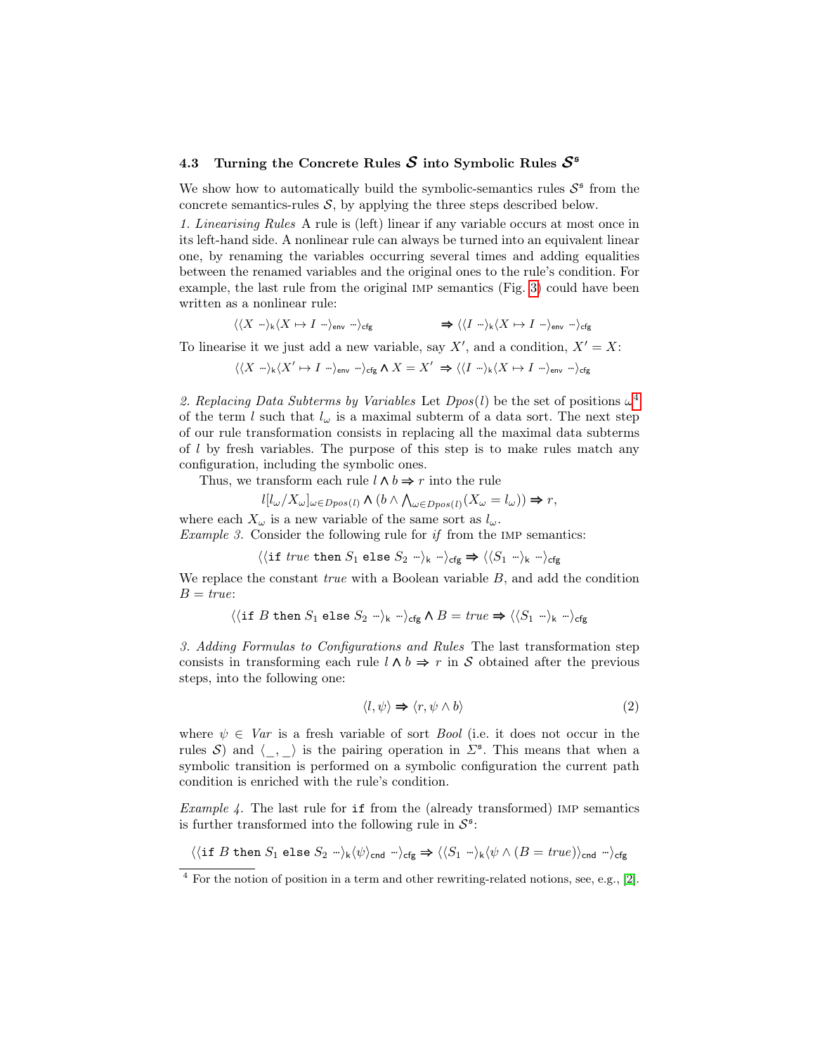### 4.3 Turning the Concrete Rules $\mathcal{S}$ into Symbolic Rules $\mathcal{S}^{\mathfrak{s}}$

We show how to automatically build the symbolic-semantics rules $\mathcal{S}^{\mathfrak{s}}$ from the concrete semantics-rules $\mathcal{S}$, by applying the three steps described below.

*1. Linearising Rules* A rule is (left) linear if any variable occurs at most once in its left-hand side. A nonlinear rule can always be turned into an equivalent linear one, by renaming the variables occurring several times and adding equalities between the renamed variables and the original ones to the rule's condition. For example, the last rule from the original IMP semantics (Fig. 3) could have been written as a nonlinear rule:

$$\langle\langle X \cdots\rangle_{\mathsf{k}} \langle X \mapsto I \cdots\rangle_{\mathsf{env}} \cdots\rangle_{\mathsf{cfg}} \qquad\qquad \Rightarrow \langle\langle I \cdots\rangle_{\mathsf{k}} \langle X \mapsto I \cdots\rangle_{\mathsf{env}} \cdots\rangle_{\mathsf{cfg}}$$

To linearise it we just add a new variable, say $X'$, and a condition, $X' = X$:

$$\langle\langle X \cdots\rangle_{\mathsf{k}} \langle X' \mapsto I \cdots\rangle_{\mathsf{env}} \cdots\rangle_{\mathsf{cfg}} \wedge X = X' \;\Rightarrow \langle\langle I \cdots\rangle_{\mathsf{k}} \langle X \mapsto I \cdots\rangle_{\mathsf{env}} \cdots\rangle_{\mathsf{cfg}}$$

*2. Replacing Data Subterms by Variables* Let $Dpos(l)$ be the set of positions $\omega$[4] of the term $l$ such that $l_\omega$ is a maximal subterm of a data sort. The next step of our rule transformation consists in replacing all the maximal data subterms of $l$ by fresh variables. The purpose of this step is to make rules match any configuration, including the symbolic ones.

Thus, we transform each rule $l \wedge b \Rightarrow r$ into the rule

$$l[l_\omega / X_\omega]_{\omega \in Dpos(l)} \wedge (b \wedge \textstyle\bigwedge_{\omega \in Dpos(l)} (X_\omega = l_\omega)) \Rightarrow r,$$

where each $X_\omega$ is a new variable of the same sort as $l_\omega$.

*Example 3.* Consider the following rule for *if* from the IMP semantics:

$$\langle\langle \texttt{if}\ \mathit{true}\ \texttt{then}\ S_1\ \texttt{else}\ S_2 \cdots\rangle_{\mathsf{k}} \cdots\rangle_{\mathsf{cfg}} \Rightarrow \langle\langle S_1 \cdots\rangle_{\mathsf{k}} \cdots\rangle_{\mathsf{cfg}}$$

We replace the constant *true* with a Boolean variable $B$, and add the condition $B = \mathit{true}$:

$$\langle\langle \texttt{if}\ B\ \texttt{then}\ S_1\ \texttt{else}\ S_2 \cdots\rangle_{\mathsf{k}} \cdots\rangle_{\mathsf{cfg}} \wedge B = \mathit{true} \Rightarrow \langle\langle S_1 \cdots\rangle_{\mathsf{k}} \cdots\rangle_{\mathsf{cfg}}$$

*3. Adding Formulas to Configurations and Rules* The last transformation step consists in transforming each rule $l \wedge b \Rightarrow r$ in $\mathcal{S}$ obtained after the previous steps, into the following one:

$$\langle l, \psi\rangle \Rightarrow \langle r, \psi \wedge b\rangle \tag{2}$$

where $\psi \in \mathit{Var}$ is a fresh variable of sort *Bool* (i.e. it does not occur in the rules $\mathcal{S}$) and $\langle\_,\_\rangle$ is the pairing operation in $\Sigma^{\mathfrak{s}}$. This means that when a symbolic transition is performed on a symbolic configuration the current path condition is enriched with the rule's condition.

*Example 4.* The last rule for `if` from the (already transformed) IMP semantics is further transformed into the following rule in $\mathcal{S}^{\mathfrak{s}}$:

$$\langle\langle \texttt{if}\ B\ \texttt{then}\ S_1\ \texttt{else}\ S_2 \cdots\rangle_{\mathsf{k}} \langle\psi\rangle_{\mathsf{cnd}} \cdots\rangle_{\mathsf{cfg}} \Rightarrow \langle\langle S_1 \cdots\rangle_{\mathsf{k}} \langle \psi \wedge (B = \mathit{true})\rangle_{\mathsf{cnd}} \cdots\rangle_{\mathsf{cfg}}$$

[4] For the notion of position in a term and other rewriting-related notions, see, e.g., [2].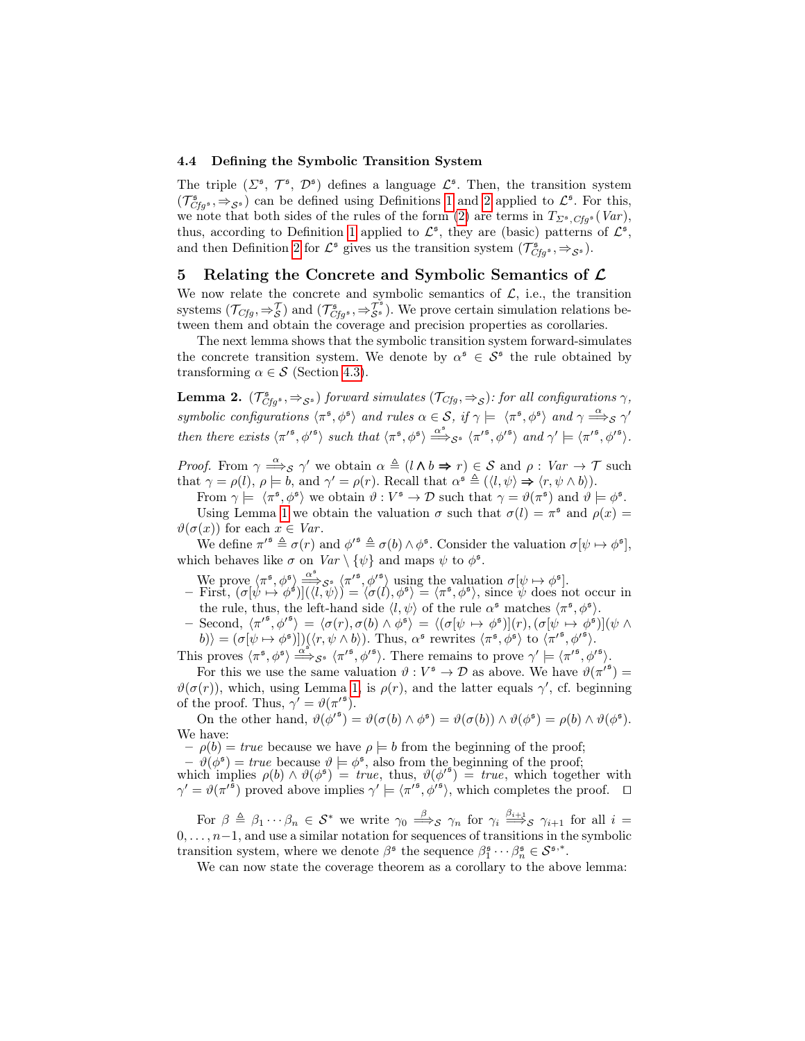### 4.4 Defining the Symbolic Transition System

The triple ($\Sigma^{\mathfrak{s}}$, $\mathcal{T}^{\mathfrak{s}}$, $\mathcal{D}^{\mathfrak{s}}$) defines a language $\mathcal{L}^{\mathfrak{s}}$. Then, the transition system $(\mathcal{T}^{\mathfrak{s}}_{Cfg^{\mathfrak{s}}}, \Rightarrow_{\mathcal{S}^{\mathfrak{s}}})$ can be defined using Definitions 1 and 2 applied to $\mathcal{L}^{\mathfrak{s}}$. For this, we note that both sides of the rules of the form (2) are terms in $T_{\Sigma^{\mathfrak{s}}, Cfg^{\mathfrak{s}}}(Var)$, thus, according to Definition 1 applied to $\mathcal{L}^{\mathfrak{s}}$, they are (basic) patterns of $\mathcal{L}^{\mathfrak{s}}$, and then Definition 2 for $\mathcal{L}^{\mathfrak{s}}$ gives us the transition system $(\mathcal{T}^{\mathfrak{s}}_{Cfg^{\mathfrak{s}}}, \Rightarrow_{\mathcal{S}^{\mathfrak{s}}})$.

## 5 Relating the Concrete and Symbolic Semantics of $\mathcal{L}$

We now relate the concrete and symbolic semantics of $\mathcal{L}$, i.e., the transition systems $(\mathcal{T}_{Cfg}, \Rightarrow^{\mathcal{T}}_{\mathcal{S}})$ and $(\mathcal{T}^{\mathfrak{s}}_{Cfg^{\mathfrak{s}}}, \Rightarrow^{\mathcal{T}^{\mathfrak{s}}}_{\mathcal{S}^{\mathfrak{s}}})$. We prove certain simulation relations between them and obtain the coverage and precision properties as corollaries.

The next lemma shows that the symbolic transition system forward-simulates the concrete transition system. We denote by $\alpha^{\mathfrak{s}} \in \mathcal{S}^{\mathfrak{s}}$ the rule obtained by transforming $\alpha \in \mathcal{S}$ (Section 4.3).

**Lemma 2.** *$(\mathcal{T}^{\mathfrak{s}}_{Cfg^{\mathfrak{s}}}, \Rightarrow_{\mathcal{S}^{\mathfrak{s}}})$ forward simulates $(\mathcal{T}_{Cfg}, \Rightarrow_{\mathcal{S}})$: for all configurations $\gamma$, symbolic configurations $\langle \pi^{\mathfrak{s}}, \phi^{\mathfrak{s}} \rangle$ and rules $\alpha \in \mathcal{S}$, if $\gamma \models \langle \pi^{\mathfrak{s}}, \phi^{\mathfrak{s}} \rangle$ and $\gamma \overset{\alpha}{\Longrightarrow}_{\mathcal{S}} \gamma'$ then there exists $\langle \pi'^{\mathfrak{s}}, \phi'^{\mathfrak{s}} \rangle$ such that $\langle \pi^{\mathfrak{s}}, \phi^{\mathfrak{s}} \rangle \overset{\alpha^{\mathfrak{s}}}{\Longrightarrow}_{\mathcal{S}^{\mathfrak{s}}} \langle \pi'^{\mathfrak{s}}, \phi'^{\mathfrak{s}} \rangle$ and $\gamma' \models \langle \pi'^{\mathfrak{s}}, \phi'^{\mathfrak{s}} \rangle$.*

*Proof.* From $\gamma \overset{\alpha}{\Longrightarrow}_{\mathcal{S}} \gamma'$ we obtain $\alpha \triangleq (l \wedge b \Rightarrow r) \in \mathcal{S}$ and $\rho : Var \to \mathcal{T}$ such that $\gamma = \rho(l)$, $\rho \models b$, and $\gamma' = \rho(r)$. Recall that $\alpha^{\mathfrak{s}} \triangleq (\langle l, \psi \rangle \Rightarrow \langle r, \psi \wedge b \rangle)$.

From $\gamma \models \langle \pi^{\mathfrak{s}}, \phi^{\mathfrak{s}} \rangle$ we obtain $\vartheta : V^{\mathfrak{s}} \to \mathcal{D}$ such that $\gamma = \vartheta(\pi^{\mathfrak{s}})$ and $\vartheta \models \phi^{\mathfrak{s}}$.

Using Lemma 1 we obtain the valuation $\sigma$ such that $\sigma(l) = \pi^{\mathfrak{s}}$ and $\rho(x) = \vartheta(\sigma(x))$ for each $x \in Var$.

We define $\pi'^{\mathfrak{s}} \triangleq \sigma(r)$ and $\phi'^{\mathfrak{s}} \triangleq \sigma(b) \wedge \phi^{\mathfrak{s}}$. Consider the valuation $\sigma[\psi \mapsto \phi^{\mathfrak{s}}]$, which behaves like $\sigma$ on $Var \setminus \{\psi\}$ and maps $\psi$ to $\phi^{\mathfrak{s}}$.

We prove $\langle \pi^{\mathfrak{s}}, \phi^{\mathfrak{s}} \rangle \overset{\alpha^{\mathfrak{s}}}{\Longrightarrow}_{\mathcal{S}^{\mathfrak{s}}} \langle \pi'^{\mathfrak{s}}, \phi'^{\mathfrak{s}} \rangle$ using the valuation $\sigma[\psi \mapsto \phi^{\mathfrak{s}}]$.

- First, $(\sigma[\psi \mapsto \phi^{\mathfrak{s}}])(\langle l, \psi \rangle) = \langle \sigma(l), \phi^{\mathfrak{s}} \rangle = \langle \pi^{\mathfrak{s}}, \phi^{\mathfrak{s}} \rangle$, since $\psi$ does not occur in the rule, thus, the left-hand side $\langle l, \psi \rangle$ of the rule $\alpha^{\mathfrak{s}}$ matches $\langle \pi^{\mathfrak{s}}, \phi^{\mathfrak{s}} \rangle$.
- Second, $\langle \pi'^{\mathfrak{s}}, \phi'^{\mathfrak{s}} \rangle = \langle \sigma(r), \sigma(b) \wedge \phi^{\mathfrak{s}} \rangle = \langle (\sigma[\psi \mapsto \phi^{\mathfrak{s}}])(r), (\sigma[\psi \mapsto \phi^{\mathfrak{s}}])(\psi \wedge b) \rangle = (\sigma[\psi \mapsto \phi^{\mathfrak{s}}])(\langle r, \psi \wedge b \rangle)$. Thus, $\alpha^{\mathfrak{s}}$ rewrites $\langle \pi^{\mathfrak{s}}, \phi^{\mathfrak{s}} \rangle$ to $\langle \pi'^{\mathfrak{s}}, \phi'^{\mathfrak{s}} \rangle$.

This proves $\langle \pi^{\mathfrak{s}}, \phi^{\mathfrak{s}} \rangle \overset{\alpha^{\mathfrak{s}}}{\Longrightarrow}_{\mathcal{S}^{\mathfrak{s}}} \langle \pi'^{\mathfrak{s}}, \phi'^{\mathfrak{s}} \rangle$. There remains to prove $\gamma' \models \langle \pi'^{\mathfrak{s}}, \phi'^{\mathfrak{s}} \rangle$.

For this we use the same valuation $\vartheta : V^{\mathfrak{s}} \to \mathcal{D}$ as above. We have $\vartheta(\pi'^{\mathfrak{s}}) = \vartheta(\sigma(r))$, which, using Lemma 1, is $\rho(r)$, and the latter equals $\gamma'$, cf. beginning of the proof. Thus, $\gamma' = \vartheta(\pi'^{\mathfrak{s}})$.

On the other hand, $\vartheta(\phi'^{\mathfrak{s}}) = \vartheta(\sigma(b) \wedge \phi^{\mathfrak{s}}) = \vartheta(\sigma(b)) \wedge \vartheta(\phi^{\mathfrak{s}}) = \rho(b) \wedge \vartheta(\phi^{\mathfrak{s}})$. We have:

- $\rho(b) = \mathit{true}$ because we have $\rho \models b$ from the beginning of the proof;
- $\vartheta(\phi^{\mathfrak{s}}) = \mathit{true}$ because $\vartheta \models \phi^{\mathfrak{s}}$, also from the beginning of the proof;

which implies $\rho(b) \wedge \vartheta(\phi^{\mathfrak{s}}) = \mathit{true}$, thus, $\vartheta(\phi'^{\mathfrak{s}}) = \mathit{true}$, which together with $\gamma' = \vartheta(\pi'^{\mathfrak{s}})$ proved above implies $\gamma' \models \langle \pi'^{\mathfrak{s}}, \phi'^{\mathfrak{s}} \rangle$, which completes the proof. ◻

For $\beta \triangleq \beta_1 \cdots \beta_n \in \mathcal{S}^*$ we write $\gamma_0 \overset{\beta}{\Longrightarrow}_{\mathcal{S}} \gamma_n$ for $\gamma_i \overset{\beta_{i+1}}{\Longrightarrow}_{\mathcal{S}} \gamma_{i+1}$ for all $i = 0, \ldots, n-1$, and use a similar notation for sequences of transitions in the symbolic transition system, where we denote $\beta^{\mathfrak{s}}$ the sequence $\beta^{\mathfrak{s}}_1 \cdots \beta^{\mathfrak{s}}_n \in \mathcal{S}^{\mathfrak{s},*}$.

We can now state the coverage theorem as a corollary to the above lemma: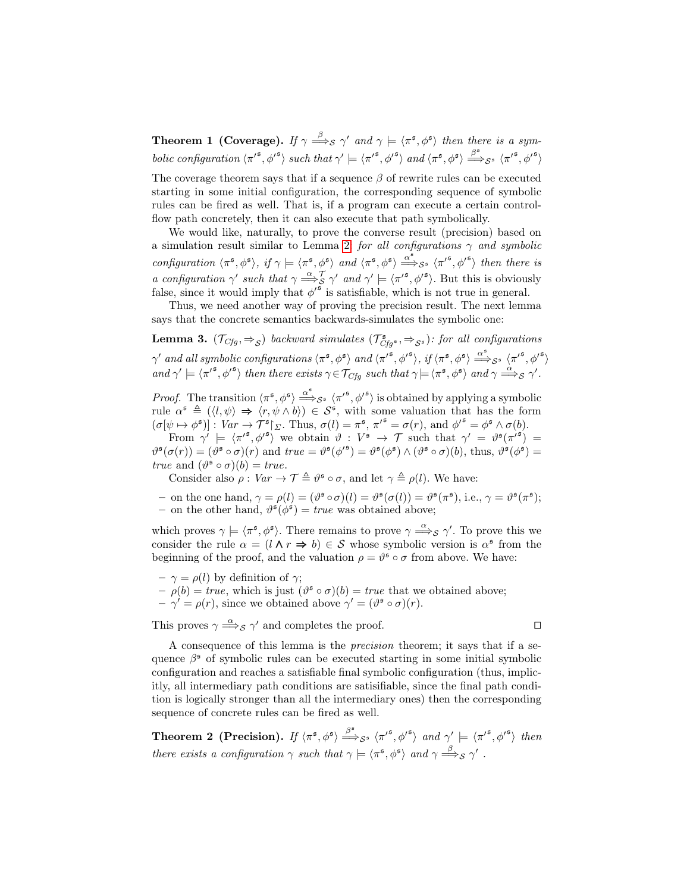**Theorem 1 (Coverage).** *If $\gamma \overset{\beta}{\Longrightarrow}_{\mathcal{S}} \gamma'$ and $\gamma \models \langle \pi^{\mathfrak{s}}, \phi^{\mathfrak{s}} \rangle$ then there is a symbolic configuration $\langle \pi'^{\mathfrak{s}}, \phi'^{\mathfrak{s}} \rangle$ such that $\gamma' \models \langle \pi'^{\mathfrak{s}}, \phi'^{\mathfrak{s}} \rangle$ and $\langle \pi^{\mathfrak{s}}, \phi^{\mathfrak{s}} \rangle \overset{\beta^{\mathfrak{s}}}{\Longrightarrow}_{\mathcal{S}^{\mathfrak{s}}} \langle \pi'^{\mathfrak{s}}, \phi'^{\mathfrak{s}} \rangle$*

The coverage theorem says that if a sequence $\beta$ of rewrite rules can be executed starting in some initial configuration, the corresponding sequence of symbolic rules can be fired as well. That is, if a program can execute a certain control-flow path concretely, then it can also execute that path symbolically.

We would like, naturally, to prove the converse result (precision) based on a simulation result similar to Lemma 2: *for all configurations $\gamma$ and symbolic configuration $\langle \pi^{\mathfrak{s}}, \phi^{\mathfrak{s}} \rangle$, if $\gamma \models \langle \pi^{\mathfrak{s}}, \phi^{\mathfrak{s}} \rangle$ and $\langle \pi^{\mathfrak{s}}, \phi^{\mathfrak{s}} \rangle \overset{\alpha^{\mathfrak{s}}}{\Longrightarrow}_{\mathcal{S}^{\mathfrak{s}}} \langle \pi'^{\mathfrak{s}}, \phi'^{\mathfrak{s}} \rangle$ then there is a configuration $\gamma'$ such that $\gamma \overset{\alpha}{\Longrightarrow}{}^{\mathcal{T}}_{\mathcal{S}} \gamma'$ and $\gamma' \models \langle \pi'^{\mathfrak{s}}, \phi'^{\mathfrak{s}} \rangle$*. But this is obviously false, since it would imply that $\phi'^{\mathfrak{s}}$ is satisfiable, which is not true in general.

Thus, we need another way of proving the precision result. The next lemma says that the concrete semantics backwards-simulates the symbolic one:

**Lemma 3.** *$(\mathcal{T}_{Cfg}, \Rightarrow_{\mathcal{S}})$ backward simulates $(\mathcal{T}^{\mathfrak{s}}_{Cfg^{\mathfrak{s}}}, \Rightarrow_{\mathcal{S}^{\mathfrak{s}}})$: for all configurations $\gamma'$ and all symbolic configurations $\langle \pi^{\mathfrak{s}}, \phi^{\mathfrak{s}} \rangle$ and $\langle \pi'^{\mathfrak{s}}, \phi'^{\mathfrak{s}} \rangle$, if $\langle \pi^{\mathfrak{s}}, \phi^{\mathfrak{s}} \rangle \overset{\alpha^{\mathfrak{s}}}{\Longrightarrow}_{\mathcal{S}^{\mathfrak{s}}} \langle \pi'^{\mathfrak{s}}, \phi'^{\mathfrak{s}} \rangle$ and $\gamma' \models \langle \pi'^{\mathfrak{s}}, \phi'^{\mathfrak{s}} \rangle$ then there exists $\gamma \in \mathcal{T}_{Cfg}$ such that $\gamma \models \langle \pi^{\mathfrak{s}}, \phi^{\mathfrak{s}} \rangle$ and $\gamma \overset{\alpha}{\Longrightarrow}_{\mathcal{S}} \gamma'$.*

*Proof.* The transition $\langle \pi^{\mathfrak{s}}, \phi^{\mathfrak{s}} \rangle \overset{\alpha^{\mathfrak{s}}}{\Longrightarrow}_{\mathcal{S}^{\mathfrak{s}}} \langle \pi'^{\mathfrak{s}}, \phi'^{\mathfrak{s}} \rangle$ is obtained by applying a symbolic rule $\alpha^{\mathfrak{s}} \triangleq (\langle l, \psi \rangle \Rightarrow \langle r, \psi \wedge b \rangle) \in \mathcal{S}^{\mathfrak{s}}$, with some valuation that has the form $(\sigma[\psi \mapsto \phi^{\mathfrak{s}}]) : Var \to \mathcal{T}^{\mathfrak{s}}{\restriction_{\Sigma}}$. Thus, $\sigma(l) = \pi^{\mathfrak{s}}$, $\pi'^{\mathfrak{s}} = \sigma(r)$, and $\phi'^{\mathfrak{s}} = \phi^{\mathfrak{s}} \wedge \sigma(b)$.

From $\gamma' \models \langle \pi'^{\mathfrak{s}}, \phi'^{\mathfrak{s}} \rangle$ we obtain $\vartheta : V^{\mathfrak{s}} \to \mathcal{T}$ such that $\gamma' = \vartheta^{\mathfrak{s}}(\pi'^{\mathfrak{s}}) = \vartheta^{\mathfrak{s}}(\sigma(r)) = (\vartheta^{\mathfrak{s}} \circ \sigma)(r)$ and $true = \vartheta^{\mathfrak{s}}(\phi'^{\mathfrak{s}}) = \vartheta^{\mathfrak{s}}(\phi^{\mathfrak{s}}) \wedge (\vartheta^{\mathfrak{s}} \circ \sigma)(b)$, thus, $\vartheta^{\mathfrak{s}}(\phi^{\mathfrak{s}}) = true$ and $(\vartheta^{\mathfrak{s}} \circ \sigma)(b) = true$.

Consider also $\rho : Var \to \mathcal{T} \triangleq \vartheta^{\mathfrak{s}} \circ \sigma$, and let $\gamma \triangleq \rho(l)$. We have:

- on the one hand, $\gamma = \rho(l) = (\vartheta^{\mathfrak{s}} \circ \sigma)(l) = \vartheta^{\mathfrak{s}}(\sigma(l)) = \vartheta^{\mathfrak{s}}(\pi^{\mathfrak{s}})$, i.e., $\gamma = \vartheta^{\mathfrak{s}}(\pi^{\mathfrak{s}})$;
- on the other hand, $\vartheta^{\mathfrak{s}}(\phi^{\mathfrak{s}}) = true$ was obtained above;

which proves $\gamma \models \langle \pi^{\mathfrak{s}}, \phi^{\mathfrak{s}} \rangle$. There remains to prove $\gamma \overset{\alpha}{\Longrightarrow}_{\mathcal{S}} \gamma'$. To prove this we consider the rule $\alpha = (l \wedge r \Rightarrow b) \in \mathcal{S}$ whose symbolic version is $\alpha^{\mathfrak{s}}$ from the beginning of the proof, and the valuation $\rho = \vartheta^{\mathfrak{s}} \circ \sigma$ from above. We have:

- $\gamma = \rho(l)$ by definition of $\gamma$;
- $\rho(b) = true$, which is just $(\vartheta^{\mathfrak{s}} \circ \sigma)(b) = true$ that we obtained above;
- $\gamma' = \rho(r)$, since we obtained above $\gamma' = (\vartheta^{\mathfrak{s}} \circ \sigma)(r)$.

This proves $\gamma \overset{\alpha}{\Longrightarrow}_{\mathcal{S}} \gamma'$ and completes the proof. $\square$

A consequence of this lemma is the *precision* theorem; it says that if a sequence $\beta^{\mathfrak{s}}$ of symbolic rules can be executed starting in some initial symbolic configuration and reaches a satisfiable final symbolic configuration (thus, implicitly, all intermediary path conditions are satisifiable, since the final path condition is logically stronger than all the intermediary ones) then the corresponding sequence of concrete rules can be fired as well.

**Theorem 2 (Precision).** *If $\langle \pi^{\mathfrak{s}}, \phi^{\mathfrak{s}} \rangle \overset{\beta^{\mathfrak{s}}}{\Longrightarrow}_{\mathcal{S}^{\mathfrak{s}}} \langle \pi'^{\mathfrak{s}}, \phi'^{\mathfrak{s}} \rangle$ and $\gamma' \models \langle \pi'^{\mathfrak{s}}, \phi'^{\mathfrak{s}} \rangle$ then there exists a configuration $\gamma$ such that $\gamma \models \langle \pi^{\mathfrak{s}}, \phi^{\mathfrak{s}} \rangle$ and $\gamma \overset{\beta}{\Longrightarrow}_{\mathcal{S}} \gamma'$ .*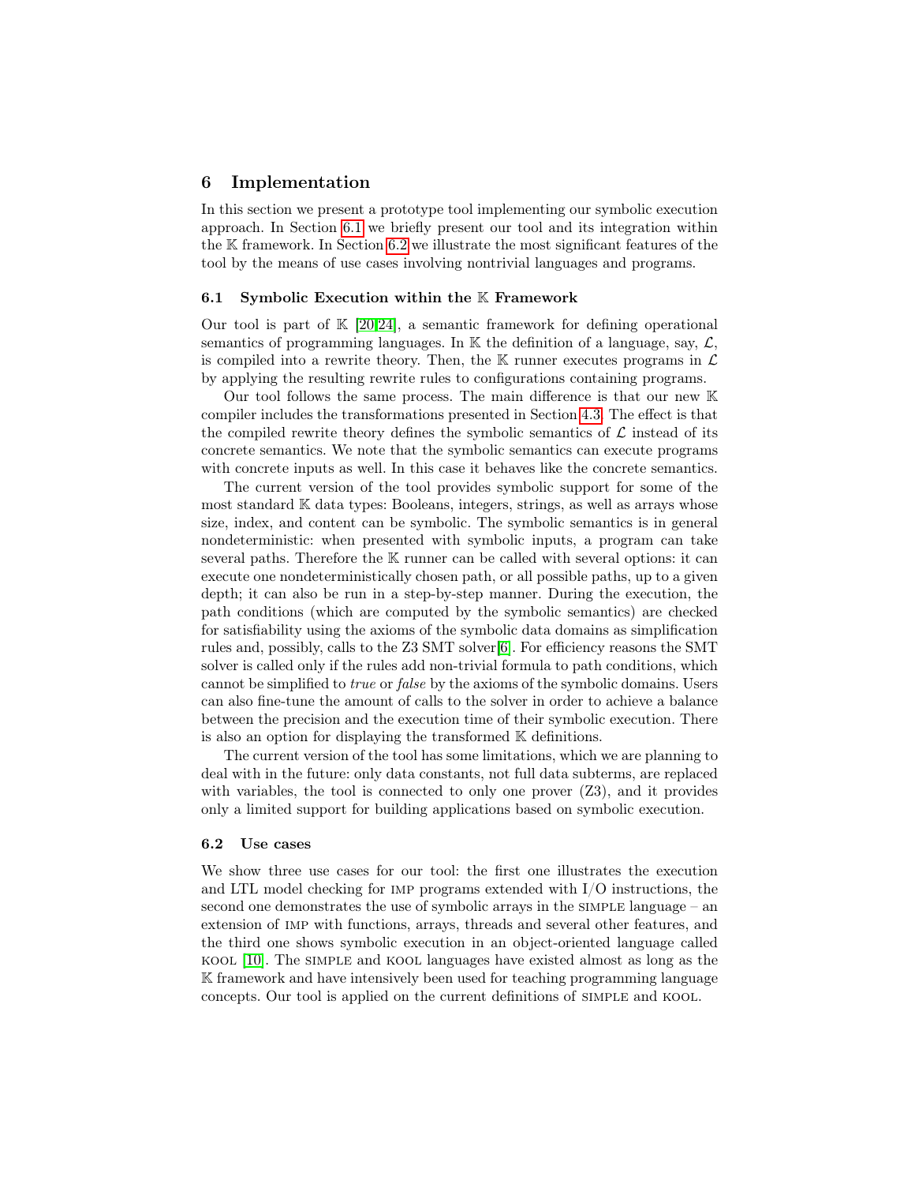# 6 Implementation

In this section we present a prototype tool implementing our symbolic execution approach. In Section 6.1 we briefly present our tool and its integration within the $\mathbb{K}$ framework. In Section 6.2 we illustrate the most significant features of the tool by the means of use cases involving nontrivial languages and programs.

## 6.1 Symbolic Execution within the $\mathbb{K}$ Framework

Our tool is part of $\mathbb{K}$ [20,24], a semantic framework for defining operational semantics of programming languages. In $\mathbb{K}$ the definition of a language, say, $\mathcal{L}$, is compiled into a rewrite theory. Then, the $\mathbb{K}$ runner executes programs in $\mathcal{L}$ by applying the resulting rewrite rules to configurations containing programs.

Our tool follows the same process. The main difference is that our new $\mathbb{K}$ compiler includes the transformations presented in Section 4.3. The effect is that the compiled rewrite theory defines the symbolic semantics of $\mathcal{L}$ instead of its concrete semantics. We note that the symbolic semantics can execute programs with concrete inputs as well. In this case it behaves like the concrete semantics.

The current version of the tool provides symbolic support for some of the most standard $\mathbb{K}$ data types: Booleans, integers, strings, as well as arrays whose size, index, and content can be symbolic. The symbolic semantics is in general nondeterministic: when presented with symbolic inputs, a program can take several paths. Therefore the $\mathbb{K}$ runner can be called with several options: it can execute one nondeterministically chosen path, or all possible paths, up to a given depth; it can also be run in a step-by-step manner. During the execution, the path conditions (which are computed by the symbolic semantics) are checked for satisfiability using the axioms of the symbolic data domains as simplification rules and, possibly, calls to the Z3 SMT solver[6]. For efficiency reasons the SMT solver is called only if the rules add non-trivial formula to path conditions, which cannot be simplified to *true* or *false* by the axioms of the symbolic domains. Users can also fine-tune the amount of calls to the solver in order to achieve a balance between the precision and the execution time of their symbolic execution. There is also an option for displaying the transformed $\mathbb{K}$ definitions.

The current version of the tool has some limitations, which we are planning to deal with in the future: only data constants, not full data subterms, are replaced with variables, the tool is connected to only one prover (Z3), and it provides only a limited support for building applications based on symbolic execution.

## 6.2 Use cases

We show three use cases for our tool: the first one illustrates the execution and LTL model checking for IMP programs extended with I/O instructions, the second one demonstrates the use of symbolic arrays in the SIMPLE language – an extension of IMP with functions, arrays, threads and several other features, and the third one shows symbolic execution in an object-oriented language called KOOL [10]. The SIMPLE and KOOL languages have existed almost as long as the $\mathbb{K}$ framework and have intensively been used for teaching programming language concepts. Our tool is applied on the current definitions of SIMPLE and KOOL.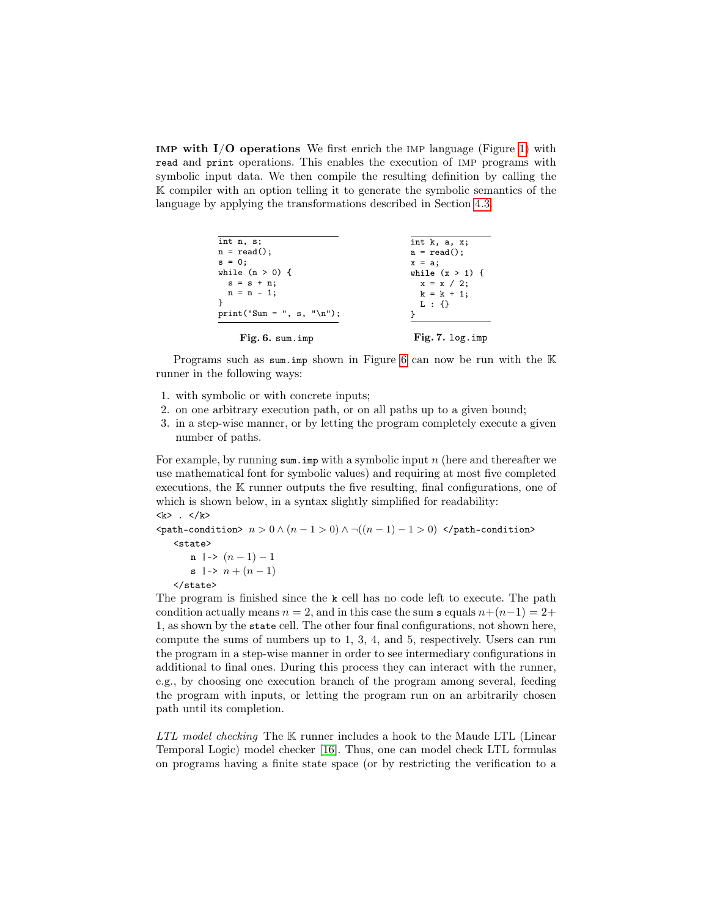**IMP with I/O operations** We first enrich the IMP language (Figure 1) with `read` and `print` operations. This enables the execution of IMP programs with symbolic input data. We then compile the resulting definition by calling the $\mathbb{K}$ compiler with an option telling it to generate the symbolic semantics of the language by applying the transformations described in Section 4.3.

```
int n, s;
n = read();
s = 0;
while (n > 0) {
  s = s + n;
  n = n - 1;
}
print("Sum = ", s, "\n");
```

**Fig. 6.** `sum.imp`

```
int k, a, x;
a = read();
x = a;
while (x > 1) {
  x = x / 2;
  k = k + 1;
  L : {}
}
```

**Fig. 7.** `log.imp`

Programs such as `sum.imp` shown in Figure 6 can now be run with the $\mathbb{K}$ runner in the following ways:

1. with symbolic or with concrete inputs;
2. on one arbitrary execution path, or on all paths up to a given bound;
3. in a step-wise manner, or by letting the program completely execute a given number of paths.

For example, by running `sum.imp` with a symbolic input $n$ (here and thereafter we use mathematical font for symbolic values) and requiring at most five completed executions, the $\mathbb{K}$ runner outputs the five resulting, final configurations, one of which is shown below, in a syntax slightly simplified for readability:

`<k> . </k>`
`<path-condition>` $n > 0 \wedge (n-1 > 0) \wedge \neg((n-1)-1 > 0)$ `</path-condition>`
&nbsp;&nbsp;&nbsp;&nbsp;`<state>`
&nbsp;&nbsp;&nbsp;&nbsp;&nbsp;&nbsp;&nbsp;&nbsp;`n |->` $(n-1)-1$
&nbsp;&nbsp;&nbsp;&nbsp;&nbsp;&nbsp;&nbsp;&nbsp;`s |->` $n + (n-1)$
&nbsp;&nbsp;&nbsp;&nbsp;`</state>`

The program is finished since the `k` cell has no code left to execute. The path condition actually means $n = 2$, and in this case the sum `s` equals $n+(n-1) = 2+1$, as shown by the `state` cell. The other four final configurations, not shown here, compute the sums of numbers up to 1, 3, 4, and 5, respectively. Users can run the program in a step-wise manner in order to see intermediary configurations in additional to final ones. During this process they can interact with the runner, e.g., by choosing one execution branch of the program among several, feeding the program with inputs, or letting the program run on an arbitrarily chosen path until its completion.

*LTL model checking* The $\mathbb{K}$ runner includes a hook to the Maude LTL (Linear Temporal Logic) model checker [16]. Thus, one can model check LTL formulas on programs having a finite state space (or by restricting the verification to a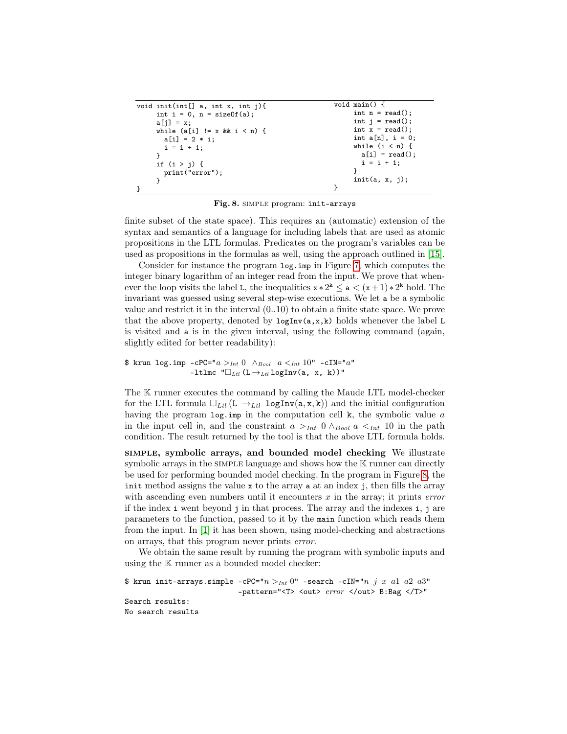```
void init(int[] a, int x, int j){
     int i = 0, n = sizeOf(a);
     a[j] = x;
     while (a[i] != x && i < n) {
       a[i] = 2 * i;
       i = i + 1;
     }
     if (i > j) {
       print("error");
     }
}
```

```
void main() {
     int n = read();
     int j = read();
     int x = read();
     int a[n], i = 0;
     while (i < n) {
       a[i] = read();
       i = i + 1;
     }
     init(a, x, j);
}
```

**Fig. 8.** SIMPLE program: `init-arrays`

finite subset of the state space). This requires an (automatic) extension of the syntax and semantics of a language for including labels that are used as atomic propositions in the LTL formulas. Predicates on the program's variables can be used as propositions in the formulas as well, using the approach outlined in [15].

Consider for instance the program `log.imp` in Figure 7, which computes the integer binary logarithm of an integer read from the input. We prove that whenever the loop visits the label `L`, the inequalities $\mathtt{x} * 2^{\mathtt{k}} \leq \mathtt{a} < (\mathtt{x}+1) * 2^{\mathtt{k}}$ hold. The invariant was guessed using several step-wise executions. We let `a` be a symbolic value and restrict it in the interval (0..10) to obtain a finite state space. We prove that the above property, denoted by `logInv(a,x,k)` holds whenever the label `L` is visited and `a` is in the given interval, using the following command (again, slightly edited for better readability):

```
$ krun log.imp -cPC="a >Int 0  ∧Bool  a <Int 10" -cIN="a"
               -ltlmc "□Ltl (L →Ltl logInv(a, x, k))"
```

The $\mathbb{K}$ runner executes the command by calling the Maude LTL model-checker for the LTL formula $\square_{Ltl}\,(\mathtt{L} \rightarrow_{Ltl} \mathtt{logInv(a,x,k)})$ and the initial configuration having the program `log.imp` in the computation cell `k`, the symbolic value $a$ in the input cell in, and the constraint $a >_{Int} 0 \wedge_{Bool} a <_{Int} 10$ in the path condition. The result returned by the tool is that the above LTL formula holds.

**SIMPLE, symbolic arrays, and bounded model checking** We illustrate symbolic arrays in the SIMPLE language and shows how the $\mathbb{K}$ runner can directly be used for performing bounded model checking. In the program in Figure 8, the `init` method assigns the value `x` to the array `a` at an index `j`, then fills the array with ascending even numbers until it encounters $x$ in the array; it prints *error* if the index `i` went beyond `j` in that process. The array and the indexes `i`, `j` are parameters to the function, passed to it by the `main` function which reads them from the input. In [1] it has been shown, using model-checking and abstractions on arrays, that this program never prints *error*.

We obtain the same result by running the program with symbolic inputs and using the $\mathbb{K}$ runner as a bounded model checker:

```
$ krun init-arrays.simple -cPC="n >Int 0" -search -cIN="n j x a1 a2 a3"
                          -pattern="<T> <out> error </out> B:Bag </T>"
Search results:
No search results
```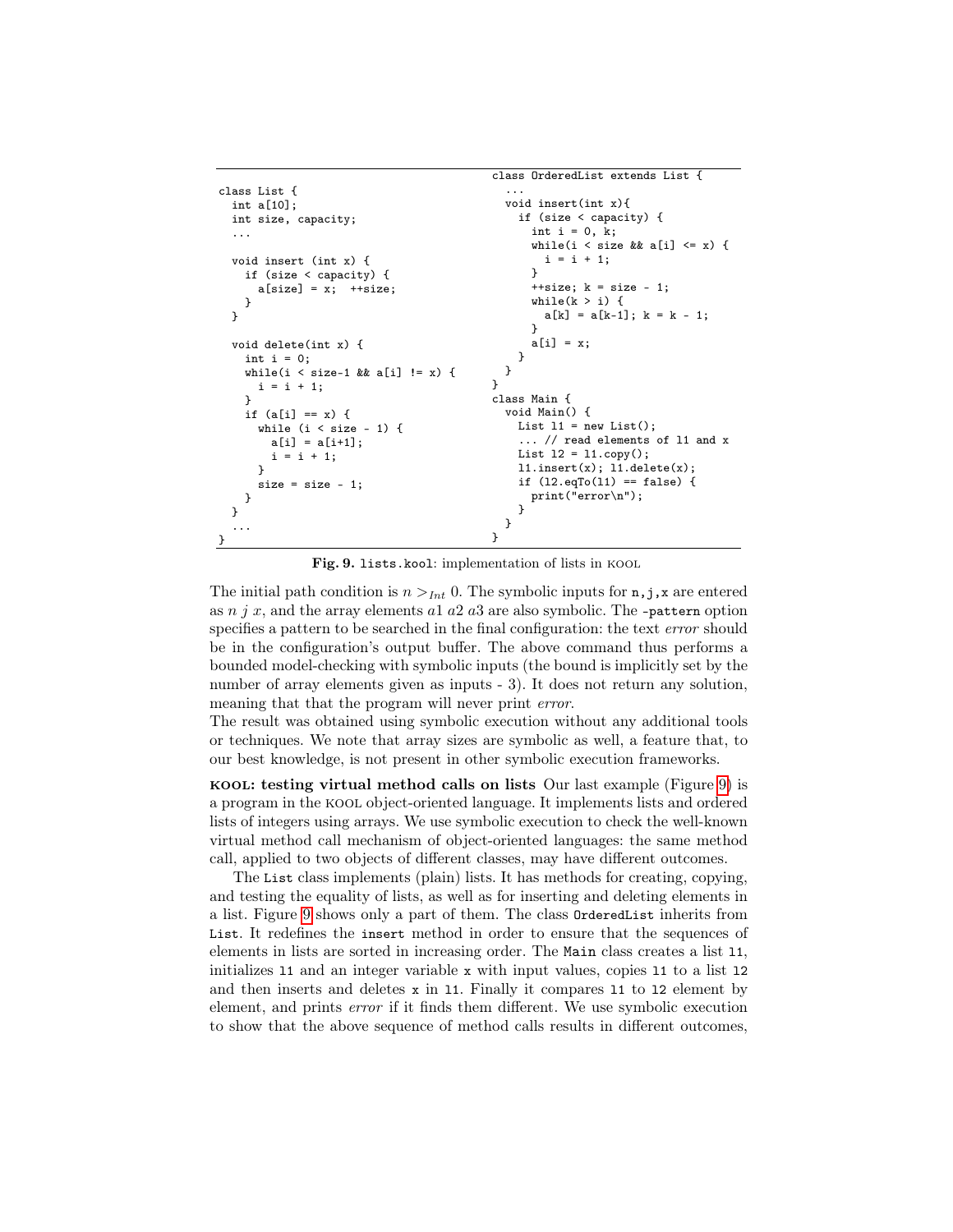```
class List {
  int a[10];
  int size, capacity;
  ...

  void insert (int x) {
    if (size < capacity) {
      a[size] = x;  ++size;
    }
  }

  void delete(int x) {
    int i = 0;
    while(i < size-1 && a[i] != x) {
      i = i + 1;
    }
    if (a[i] == x) {
      while (i < size - 1) {
        a[i] = a[i+1];
        i = i + 1;
      }
      size = size - 1;
    }
  }
  ...
}
```

```
class OrderedList extends List {
  ...
  void insert(int x){
    if (size < capacity) {
      int i = 0, k;
      while(i < size && a[i] <= x) {
        i = i + 1;
      }
      ++size; k = size - 1;
      while(k > i) {
        a[k] = a[k-1]; k = k - 1;
      }
      a[i] = x;
    }
  }
}
class Main {
  void Main() {
    List l1 = new List();
    ... // read elements of l1 and x
    List l2 = l1.copy();
    l1.insert(x); l1.delete(x);
    if (l2.eqTo(l1) == false) {
      print("error\n");
    }
  }
}
```

**Fig. 9.** `lists.kool`: implementation of lists in KOOL

The initial path condition is $n >_{Int} 0$. The symbolic inputs for `n,j,x` are entered as $n\ j\ x$, and the array elements $a1\ a2\ a3$ are also symbolic. The `-pattern` option specifies a pattern to be searched in the final configuration: the text *error* should be in the configuration's output buffer. The above command thus performs a bounded model-checking with symbolic inputs (the bound is implicitly set by the number of array elements given as inputs - 3). It does not return any solution, meaning that that the program will never print *error*.

The result was obtained using symbolic execution without any additional tools or techniques. We note that array sizes are symbolic as well, a feature that, to our best knowledge, is not present in other symbolic execution frameworks.

**KOOL: testing virtual method calls on lists** Our last example (Figure 9) is a program in the KOOL object-oriented language. It implements lists and ordered lists of integers using arrays. We use symbolic execution to check the well-known virtual method call mechanism of object-oriented languages: the same method call, applied to two objects of different classes, may have different outcomes.

The `List` class implements (plain) lists. It has methods for creating, copying, and testing the equality of lists, as well as for inserting and deleting elements in a list. Figure 9 shows only a part of them. The class `OrderedList` inherits from `List`. It redefines the `insert` method in order to ensure that the sequences of elements in lists are sorted in increasing order. The `Main` class creates a list `l1`, initializes `l1` and an integer variable `x` with input values, copies `l1` to a list `l2` and then inserts and deletes `x` in `l1`. Finally it compares `l1` to `l2` element by element, and prints *error* if it finds them different. We use symbolic execution to show that the above sequence of method calls results in different outcomes,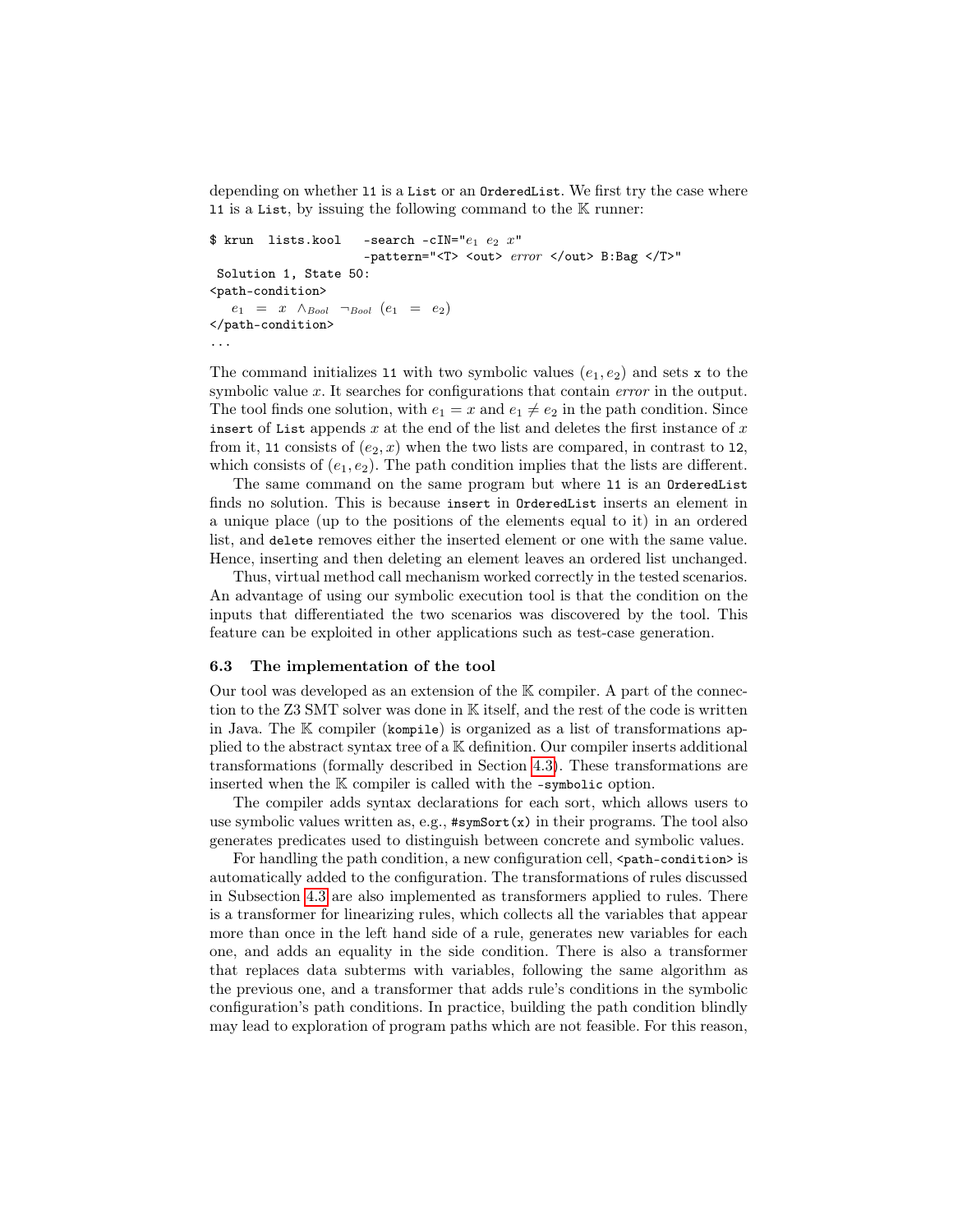depending on whether `l1` is a `List` or an `OrderedList`. We first try the case where `l1` is a `List`, by issuing the following command to the $\mathbb{K}$ runner:

```
$ krun  lists.kool   -search -cIN="e1 e2 x"
                     -pattern="<T> <out> error </out> B:Bag </T>"
 Solution 1, State 50:
<path-condition>
   e1 = x ∧Bool ¬Bool (e1 = e2)
</path-condition>
...
```

The command initializes `l1` with two symbolic values $(e_1, e_2)$ and sets `x` to the symbolic value $x$. It searches for configurations that contain *error* in the output. The tool finds one solution, with $e_1 = x$ and $e_1 \neq e_2$ in the path condition. Since `insert` of `List` appends $x$ at the end of the list and deletes the first instance of $x$ from it, `l1` consists of $(e_2, x)$ when the two lists are compared, in contrast to `l2`, which consists of $(e_1, e_2)$. The path condition implies that the lists are different.

The same command on the same program but where `l1` is an `OrderedList` finds no solution. This is because `insert` in `OrderedList` inserts an element in a unique place (up to the positions of the elements equal to it) in an ordered list, and `delete` removes either the inserted element or one with the same value. Hence, inserting and then deleting an element leaves an ordered list unchanged.

Thus, virtual method call mechanism worked correctly in the tested scenarios. An advantage of using our symbolic execution tool is that the condition on the inputs that differentiated the two scenarios was discovered by the tool. This feature can be exploited in other applications such as test-case generation.

### 6.3 The implementation of the tool

Our tool was developed as an extension of the $\mathbb{K}$ compiler. A part of the connection to the Z3 SMT solver was done in $\mathbb{K}$ itself, and the rest of the code is written in Java. The $\mathbb{K}$ compiler (`kompile`) is organized as a list of transformations applied to the abstract syntax tree of a $\mathbb{K}$ definition. Our compiler inserts additional transformations (formally described in Section 4.3). These transformations are inserted when the $\mathbb{K}$ compiler is called with the `-symbolic` option.

The compiler adds syntax declarations for each sort, which allows users to use symbolic values written as, e.g., `#symSort(x)` in their programs. The tool also generates predicates used to distinguish between concrete and symbolic values.

For handling the path condition, a new configuration cell, `<path-condition>` is automatically added to the configuration. The transformations of rules discussed in Subsection 4.3 are also implemented as transformers applied to rules. There is a transformer for linearizing rules, which collects all the variables that appear more than once in the left hand side of a rule, generates new variables for each one, and adds an equality in the side condition. There is also a transformer that replaces data subterms with variables, following the same algorithm as the previous one, and a transformer that adds rule's conditions in the symbolic configuration's path conditions. In practice, building the path condition blindly may lead to exploration of program paths which are not feasible. For this reason,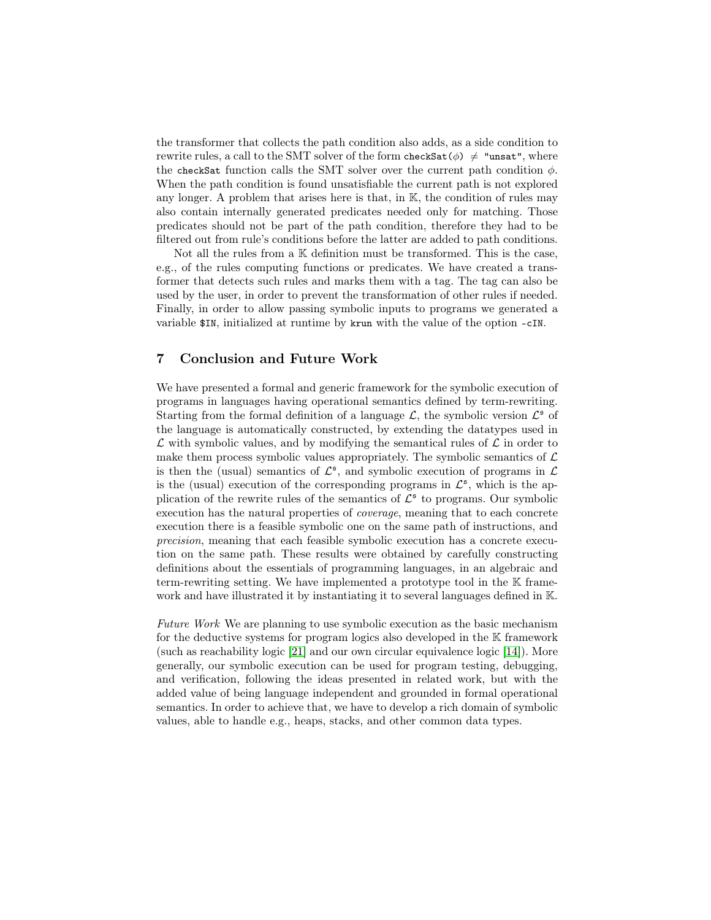the transformer that collects the path condition also adds, as a side condition to rewrite rules, a call to the SMT solver of the form `checkSat(`$\phi$`)` $\neq$ `"unsat"`, where the `checkSat` function calls the SMT solver over the current path condition $\phi$. When the path condition is found unsatisfiable the current path is not explored any longer. A problem that arises here is that, in $\mathbb{K}$, the condition of rules may also contain internally generated predicates needed only for matching. Those predicates should not be part of the path condition, therefore they had to be filtered out from rule's conditions before the latter are added to path conditions.

Not all the rules from a $\mathbb{K}$ definition must be transformed. This is the case, e.g., of the rules computing functions or predicates. We have created a transformer that detects such rules and marks them with a tag. The tag can also be used by the user, in order to prevent the transformation of other rules if needed. Finally, in order to allow passing symbolic inputs to programs we generated a variable `$IN`, initialized at runtime by `krun` with the value of the option `-cIN`.

## 7 Conclusion and Future Work

We have presented a formal and generic framework for the symbolic execution of programs in languages having operational semantics defined by term-rewriting. Starting from the formal definition of a language $\mathcal{L}$, the symbolic version $\mathcal{L}^{\mathfrak{s}}$ of the language is automatically constructed, by extending the datatypes used in $\mathcal{L}$ with symbolic values, and by modifying the semantical rules of $\mathcal{L}$ in order to make them process symbolic values appropriately. The symbolic semantics of $\mathcal{L}$ is then the (usual) semantics of $\mathcal{L}^{\mathfrak{s}}$, and symbolic execution of programs in $\mathcal{L}$ is the (usual) execution of the corresponding programs in $\mathcal{L}^{\mathfrak{s}}$, which is the application of the rewrite rules of the semantics of $\mathcal{L}^{\mathfrak{s}}$ to programs. Our symbolic execution has the natural properties of *coverage*, meaning that to each concrete execution there is a feasible symbolic one on the same path of instructions, and *precision*, meaning that each feasible symbolic execution has a concrete execution on the same path. These results were obtained by carefully constructing definitions about the essentials of programming languages, in an algebraic and term-rewriting setting. We have implemented a prototype tool in the $\mathbb{K}$ framework and have illustrated it by instantiating it to several languages defined in $\mathbb{K}$.

*Future Work* We are planning to use symbolic execution as the basic mechanism for the deductive systems for program logics also developed in the $\mathbb{K}$ framework (such as reachability logic [21] and our own circular equivalence logic [14]). More generally, our symbolic execution can be used for program testing, debugging, and verification, following the ideas presented in related work, but with the added value of being language independent and grounded in formal operational semantics. In order to achieve that, we have to develop a rich domain of symbolic values, able to handle e.g., heaps, stacks, and other common data types.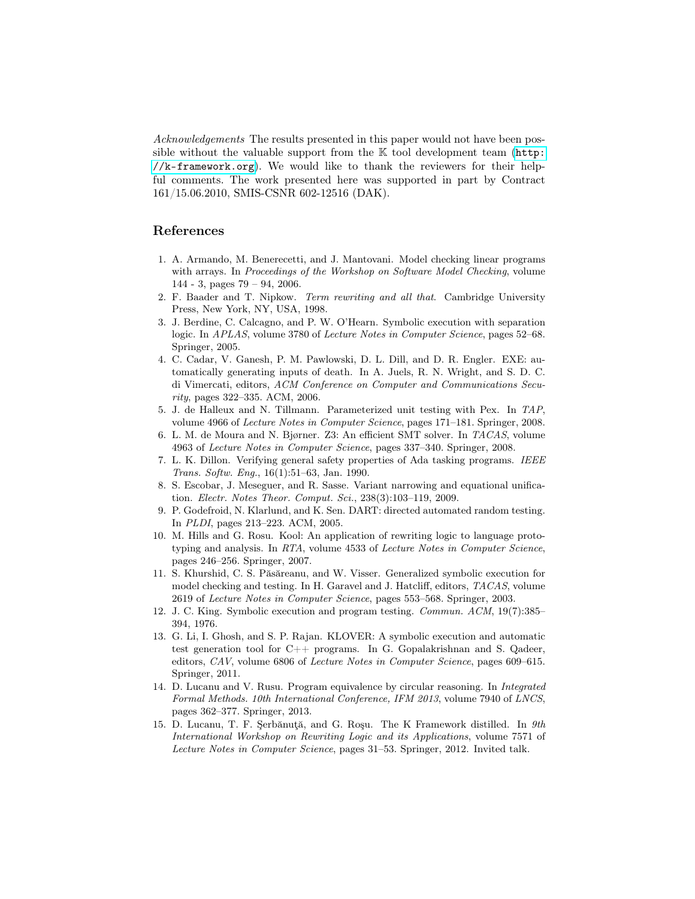*Acknowledgements* The results presented in this paper would not have been possible without the valuable support from the $\mathbb{K}$ tool development team (http://k-framework.org). We would like to thank the reviewers for their helpful comments. The work presented here was supported in part by Contract 161/15.06.2010, SMIS-CSNR 602-12516 (DAK).

## References

1. A. Armando, M. Benerecetti, and J. Mantovani. Model checking linear programs with arrays. In *Proceedings of the Workshop on Software Model Checking*, volume 144 - 3, pages 79 – 94, 2006.
2. F. Baader and T. Nipkow. *Term rewriting and all that*. Cambridge University Press, New York, NY, USA, 1998.
3. J. Berdine, C. Calcagno, and P. W. O'Hearn. Symbolic execution with separation logic. In *APLAS*, volume 3780 of *Lecture Notes in Computer Science*, pages 52–68. Springer, 2005.
4. C. Cadar, V. Ganesh, P. M. Pawlowski, D. L. Dill, and D. R. Engler. EXE: automatically generating inputs of death. In A. Juels, R. N. Wright, and S. D. C. di Vimercati, editors, *ACM Conference on Computer and Communications Security*, pages 322–335. ACM, 2006.
5. J. de Halleux and N. Tillmann. Parameterized unit testing with Pex. In *TAP*, volume 4966 of *Lecture Notes in Computer Science*, pages 171–181. Springer, 2008.
6. L. M. de Moura and N. Bjørner. Z3: An efficient SMT solver. In *TACAS*, volume 4963 of *Lecture Notes in Computer Science*, pages 337–340. Springer, 2008.
7. L. K. Dillon. Verifying general safety properties of Ada tasking programs. *IEEE Trans. Softw. Eng.*, 16(1):51–63, Jan. 1990.
8. S. Escobar, J. Meseguer, and R. Sasse. Variant narrowing and equational unification. *Electr. Notes Theor. Comput. Sci.*, 238(3):103–119, 2009.
9. P. Godefroid, N. Klarlund, and K. Sen. DART: directed automated random testing. In *PLDI*, pages 213–223. ACM, 2005.
10. M. Hills and G. Rosu. Kool: An application of rewriting logic to language prototyping and analysis. In *RTA*, volume 4533 of *Lecture Notes in Computer Science*, pages 246–256. Springer, 2007.
11. S. Khurshid, C. S. Păsăreanu, and W. Visser. Generalized symbolic execution for model checking and testing. In H. Garavel and J. Hatcliff, editors, *TACAS*, volume 2619 of *Lecture Notes in Computer Science*, pages 553–568. Springer, 2003.
12. J. C. King. Symbolic execution and program testing. *Commun. ACM*, 19(7):385–394, 1976.
13. G. Li, I. Ghosh, and S. P. Rajan. KLOVER: A symbolic execution and automatic test generation tool for C++ programs. In G. Gopalakrishnan and S. Qadeer, editors, *CAV*, volume 6806 of *Lecture Notes in Computer Science*, pages 609–615. Springer, 2011.
14. D. Lucanu and V. Rusu. Program equivalence by circular reasoning. In *Integrated Formal Methods. 10th International Conference, IFM 2013*, volume 7940 of *LNCS*, pages 362–377. Springer, 2013.
15. D. Lucanu, T. F. Şerbănuţă, and G. Roşu. The K Framework distilled. In *9th International Workshop on Rewriting Logic and its Applications*, volume 7571 of *Lecture Notes in Computer Science*, pages 31–53. Springer, 2012. Invited talk.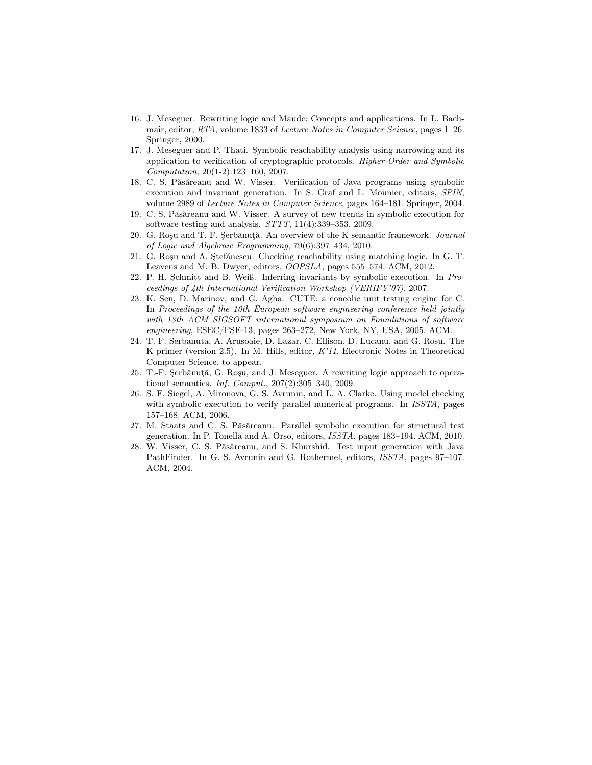16. J. Meseguer. Rewriting logic and Maude: Concepts and applications. In L. Bachmair, editor, *RTA*, volume 1833 of *Lecture Notes in Computer Science*, pages 1–26. Springer, 2000.
17. J. Meseguer and P. Thati. Symbolic reachability analysis using narrowing and its application to verification of cryptographic protocols. *Higher-Order and Symbolic Computation*, 20(1-2):123–160, 2007.
18. C. S. Păsăreanu and W. Visser. Verification of Java programs using symbolic execution and invariant generation. In S. Graf and L. Mounier, editors, *SPIN*, volume 2989 of *Lecture Notes in Computer Science*, pages 164–181. Springer, 2004.
19. C. S. Păsăreanu and W. Visser. A survey of new trends in symbolic execution for software testing and analysis. *STTT*, 11(4):339–353, 2009.
20. G. Roşu and T. F. Şerbănuţă. An overview of the K semantic framework. *Journal of Logic and Algebraic Programming*, 79(6):397–434, 2010.
21. G. Roşu and A. Ştefănescu. Checking reachability using matching logic. In G. T. Leavens and M. B. Dwyer, editors, *OOPSLA*, pages 555–574. ACM, 2012.
22. P. H. Schmitt and B. Weiß. Inferring invariants by symbolic execution. In *Proceedings of 4th International Verification Workshop (VERIFY'07)*, 2007.
23. K. Sen, D. Marinov, and G. Agha. CUTE: a concolic unit testing engine for C. In *Proceedings of the 10th European software engineering conference held jointly with 13th ACM SIGSOFT international symposium on Foundations of software engineering*, ESEC/FSE-13, pages 263–272, New York, NY, USA, 2005. ACM.
24. T. F. Serbanuta, A. Arusoaie, D. Lazar, C. Ellison, D. Lucanu, and G. Rosu. The K primer (version 2.5). In M. Hills, editor, *K'11*, Electronic Notes in Theoretical Computer Science, to appear.
25. T.-F. Şerbănuţă, G. Roşu, and J. Meseguer. A rewriting logic approach to operational semantics. *Inf. Comput.*, 207(2):305–340, 2009.
26. S. F. Siegel, A. Mironova, G. S. Avrunin, and L. A. Clarke. Using model checking with symbolic execution to verify parallel numerical programs. In *ISSTA*, pages 157–168. ACM, 2006.
27. M. Staats and C. S. Păsăreanu. Parallel symbolic execution for structural test generation. In P. Tonella and A. Orso, editors, *ISSTA*, pages 183–194. ACM, 2010.
28. W. Visser, C. S. Păsăreanu, and S. Khurshid. Test input generation with Java PathFinder. In G. S. Avrunin and G. Rothermel, editors, *ISSTA*, pages 97–107. ACM, 2004.